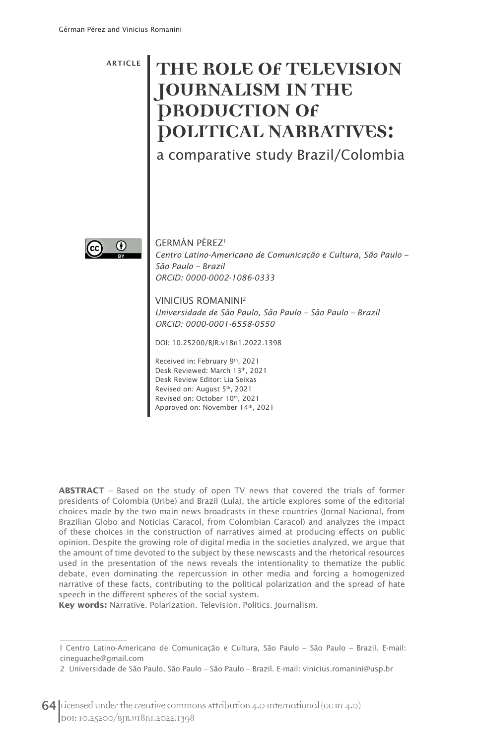ARTICLE

# THE ROLE OF TELEVISION JOURNALISM IN THE PRODUCTION OF POLITICAL NARRATIVES:

## a comparative study Brazil/Colombia

GERMÁN PÉREZ[1]
*Centro Latino-Americano de Comunicação e Cultura, São Paulo – São Paulo – Brazil*
*ORCID: 0000-0002-1086-0333*

VINICIUS ROMANINI[2]
*Universidade de São Paulo, São Paulo – São Paulo – Brazil*
*ORCID: 0000-0001-6558-0550*

DOI: 10.25200/BJR.v18n1.2022.1398

Received in: February 9th, 2021
Desk Reviewed: March 13th, 2021
Desk Review Editor: Lia Seixas
Revised on: August 5th, 2021
Revised on: October 10th, 2021
Approved on: November 14th, 2021

**ABSTRACT** – Based on the study of open TV news that covered the trials of former presidents of Colombia (Uribe) and Brazil (Lula), the article explores some of the editorial choices made by the two main news broadcasts in these countries (Jornal Nacional, from Brazilian Globo and Noticias Caracol, from Colombian Caracol) and analyzes the impact of these choices in the construction of narratives aimed at producing effects on public opinion. Despite the growing role of digital media in the societies analyzed, we argue that the amount of time devoted to the subject by these newscasts and the rhetorical resources used in the presentation of the news reveals the intentionality to thematize the public debate, even dominating the repercussion in other media and forcing a homogenized narrative of these facts, contributing to the political polarization and the spread of hate speech in the different spheres of the social system.

**Key words:** Narrative. Polarization. Television. Politics. Journalism.

---

1 Centro Latino-Americano de Comunicação e Cultura, São Paulo – São Paulo – Brazil. E-mail: cineguache@gmail.com

2 Universidade de São Paulo, São Paulo – São Paulo – Brazil. E-mail: vinicius.romanini@usp.br

Licensed under the creative commons Attribution 4.0 International (CC BY 4.0)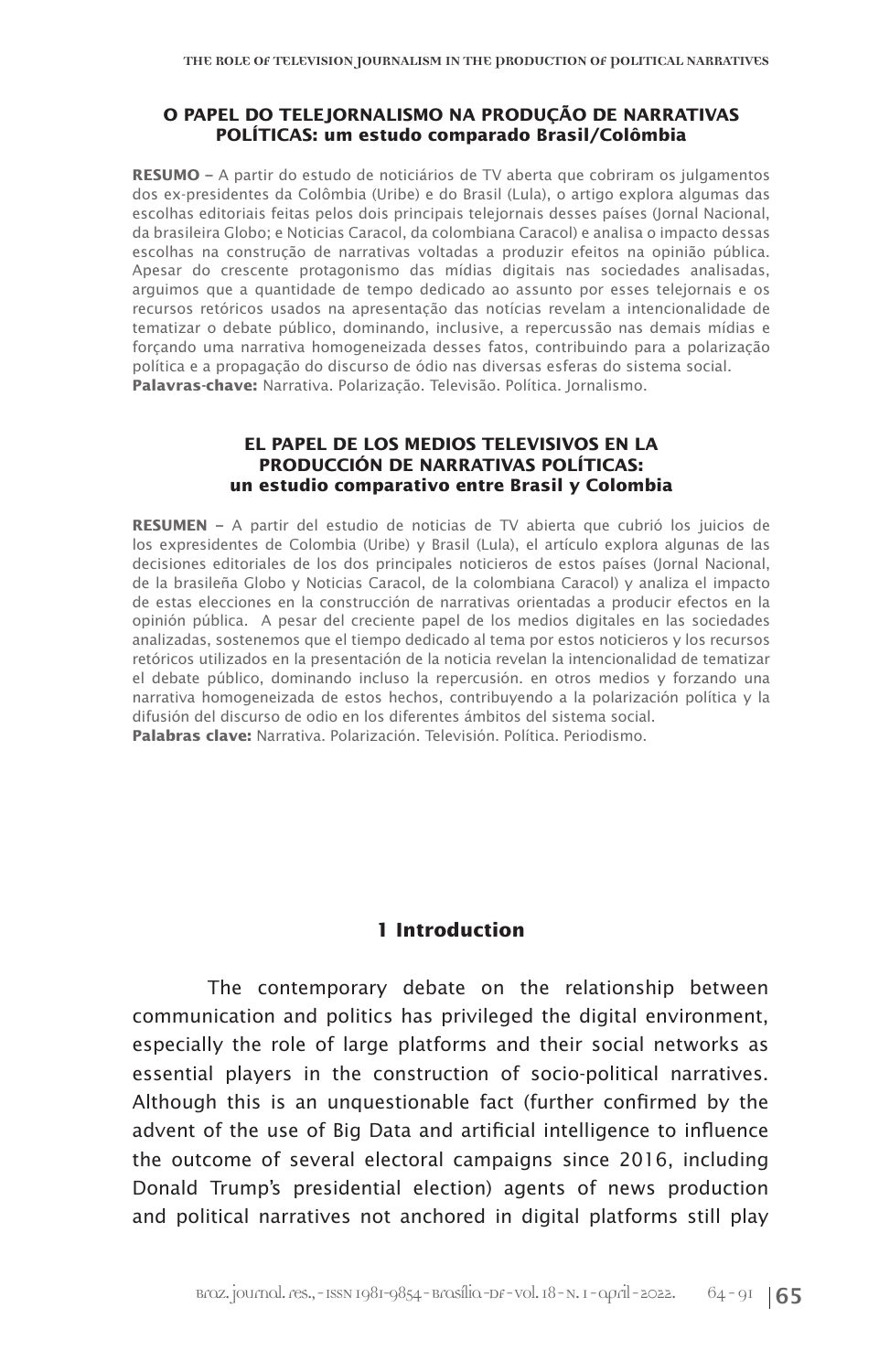## O PAPEL DO TELEJORNALISMO NA PRODUÇÃO DE NARRATIVAS POLÍTICAS: um estudo comparado Brasil/Colômbia

**RESUMO** – A partir do estudo de noticiários de TV aberta que cobriram os julgamentos dos ex-presidentes da Colômbia (Uribe) e do Brasil (Lula), o artigo explora algumas das escolhas editoriais feitas pelos dois principais telejornais desses países (Jornal Nacional, da brasileira Globo; e Noticias Caracol, da colombiana Caracol) e analisa o impacto dessas escolhas na construção de narrativas voltadas a produzir efeitos na opinião pública. Apesar do crescente protagonismo das mídias digitais nas sociedades analisadas, arguimos que a quantidade de tempo dedicado ao assunto por esses telejornais e os recursos retóricos usados na apresentação das notícias revelam a intencionalidade de tematizar o debate público, dominando, inclusive, a repercussão nas demais mídias e forçando uma narrativa homogeneizada desses fatos, contribuindo para a polarização política e a propagação do discurso de ódio nas diversas esferas do sistema social.
**Palavras-chave:** Narrativa. Polarização. Televisão. Política. Jornalismo.

## EL PAPEL DE LOS MEDIOS TELEVISIVOS EN LA PRODUCCIÓN DE NARRATIVAS POLÍTICAS: un estudio comparativo entre Brasil y Colombia

**RESUMEN** – A partir del estudio de noticias de TV abierta que cubrió los juicios de los expresidentes de Colombia (Uribe) y Brasil (Lula), el artículo explora algunas de las decisiones editoriales de los dos principales noticieros de estos países (Jornal Nacional, de la brasileña Globo y Noticias Caracol, de la colombiana Caracol) y analiza el impacto de estas elecciones en la construcción de narrativas orientadas a producir efectos en la opinión pública. A pesar del creciente papel de los medios digitales en las sociedades analizadas, sostenemos que el tiempo dedicado al tema por estos noticieros y los recursos retóricos utilizados en la presentación de la noticia revelan la intencionalidad de tematizar el debate público, dominando incluso la repercusión. en otros medios y forzando una narrativa homogeneizada de estos hechos, contribuyendo a la polarización política y la difusión del discurso de odio en los diferentes ámbitos del sistema social.
**Palabras clave:** Narrativa. Polarización. Televisión. Política. Periodismo.

## 1 Introduction

The contemporary debate on the relationship between communication and politics has privileged the digital environment, especially the role of large platforms and their social networks as essential players in the construction of socio-political narratives. Although this is an unquestionable fact (further confirmed by the advent of the use of Big Data and artificial intelligence to influence the outcome of several electoral campaigns since 2016, including Donald Trump's presidential election) agents of news production and political narratives not anchored in digital platforms still play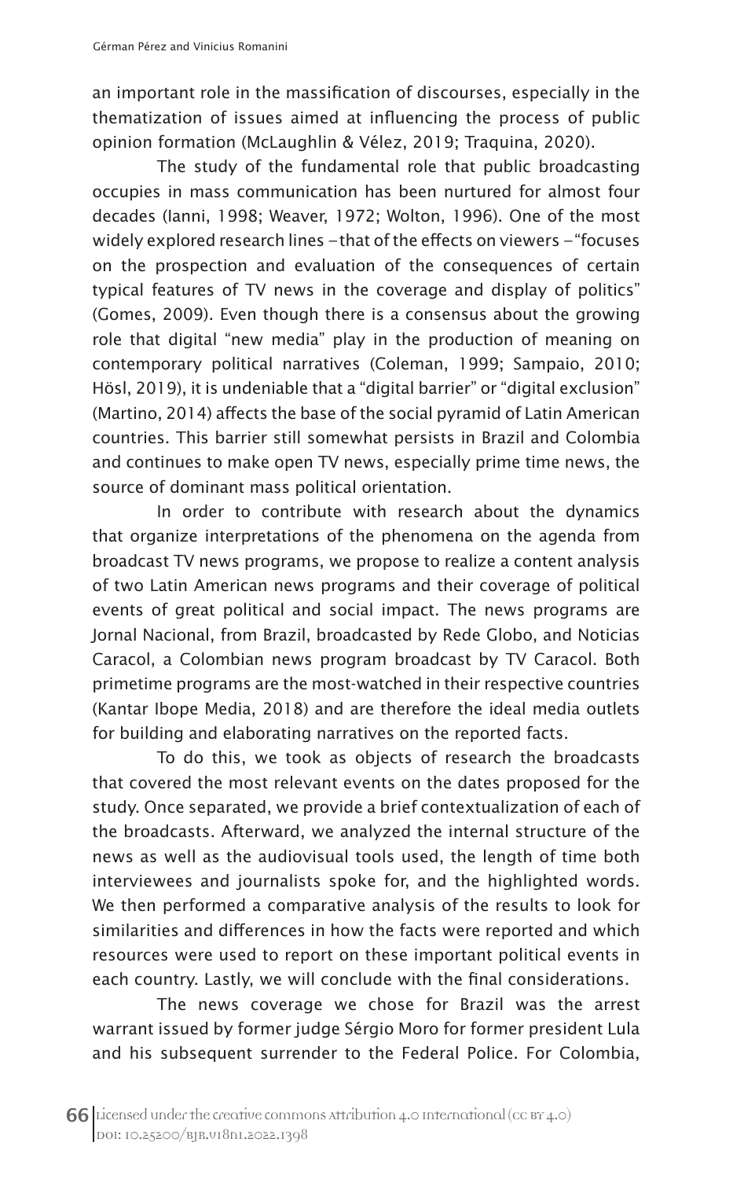an important role in the massification of discourses, especially in the thematization of issues aimed at influencing the process of public opinion formation (McLaughlin & Vélez, 2019; Traquina, 2020).

The study of the fundamental role that public broadcasting occupies in mass communication has been nurtured for almost four decades (Ianni, 1998; Weaver, 1972; Wolton, 1996). One of the most widely explored research lines – that of the effects on viewers – "focuses on the prospection and evaluation of the consequences of certain typical features of TV news in the coverage and display of politics" (Gomes, 2009). Even though there is a consensus about the growing role that digital "new media" play in the production of meaning on contemporary political narratives (Coleman, 1999; Sampaio, 2010; Hösl, 2019), it is undeniable that a "digital barrier" or "digital exclusion" (Martino, 2014) affects the base of the social pyramid of Latin American countries. This barrier still somewhat persists in Brazil and Colombia and continues to make open TV news, especially prime time news, the source of dominant mass political orientation.

In order to contribute with research about the dynamics that organize interpretations of the phenomena on the agenda from broadcast TV news programs, we propose to realize a content analysis of two Latin American news programs and their coverage of political events of great political and social impact. The news programs are Jornal Nacional, from Brazil, broadcasted by Rede Globo, and Noticias Caracol, a Colombian news program broadcast by TV Caracol. Both primetime programs are the most-watched in their respective countries (Kantar Ibope Media, 2018) and are therefore the ideal media outlets for building and elaborating narratives on the reported facts.

To do this, we took as objects of research the broadcasts that covered the most relevant events on the dates proposed for the study. Once separated, we provide a brief contextualization of each of the broadcasts. Afterward, we analyzed the internal structure of the news as well as the audiovisual tools used, the length of time both interviewees and journalists spoke for, and the highlighted words. We then performed a comparative analysis of the results to look for similarities and differences in how the facts were reported and which resources were used to report on these important political events in each country. Lastly, we will conclude with the final considerations.

The news coverage we chose for Brazil was the arrest warrant issued by former judge Sérgio Moro for former president Lula and his subsequent surrender to the Federal Police. For Colombia,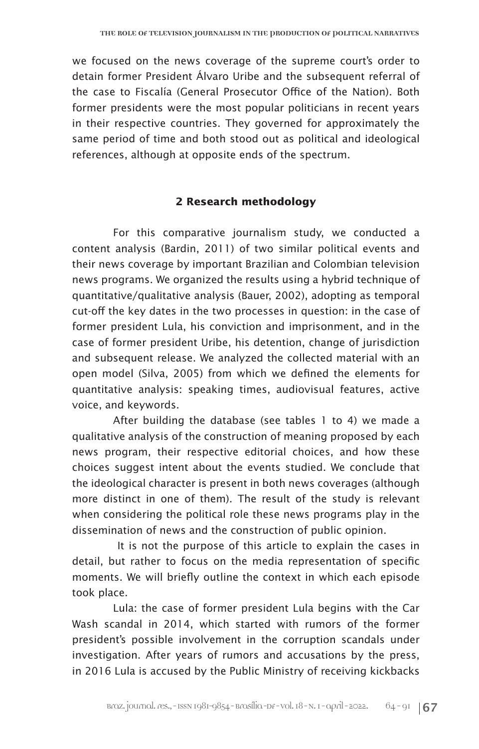we focused on the news coverage of the supreme court's order to detain former President Álvaro Uribe and the subsequent referral of the case to Fiscalía (General Prosecutor Office of the Nation). Both former presidents were the most popular politicians in recent years in their respective countries. They governed for approximately the same period of time and both stood out as political and ideological references, although at opposite ends of the spectrum.

## 2 Research methodology

For this comparative journalism study, we conducted a content analysis (Bardin, 2011) of two similar political events and their news coverage by important Brazilian and Colombian television news programs. We organized the results using a hybrid technique of quantitative/qualitative analysis (Bauer, 2002), adopting as temporal cut-off the key dates in the two processes in question: in the case of former president Lula, his conviction and imprisonment, and in the case of former president Uribe, his detention, change of jurisdiction and subsequent release. We analyzed the collected material with an open model (Silva, 2005) from which we defined the elements for quantitative analysis: speaking times, audiovisual features, active voice, and keywords.

After building the database (see tables 1 to 4) we made a qualitative analysis of the construction of meaning proposed by each news program, their respective editorial choices, and how these choices suggest intent about the events studied. We conclude that the ideological character is present in both news coverages (although more distinct in one of them). The result of the study is relevant when considering the political role these news programs play in the dissemination of news and the construction of public opinion.

It is not the purpose of this article to explain the cases in detail, but rather to focus on the media representation of specific moments. We will briefly outline the context in which each episode took place.

Lula: the case of former president Lula begins with the Car Wash scandal in 2014, which started with rumors of the former president's possible involvement in the corruption scandals under investigation. After years of rumors and accusations by the press, in 2016 Lula is accused by the Public Ministry of receiving kickbacks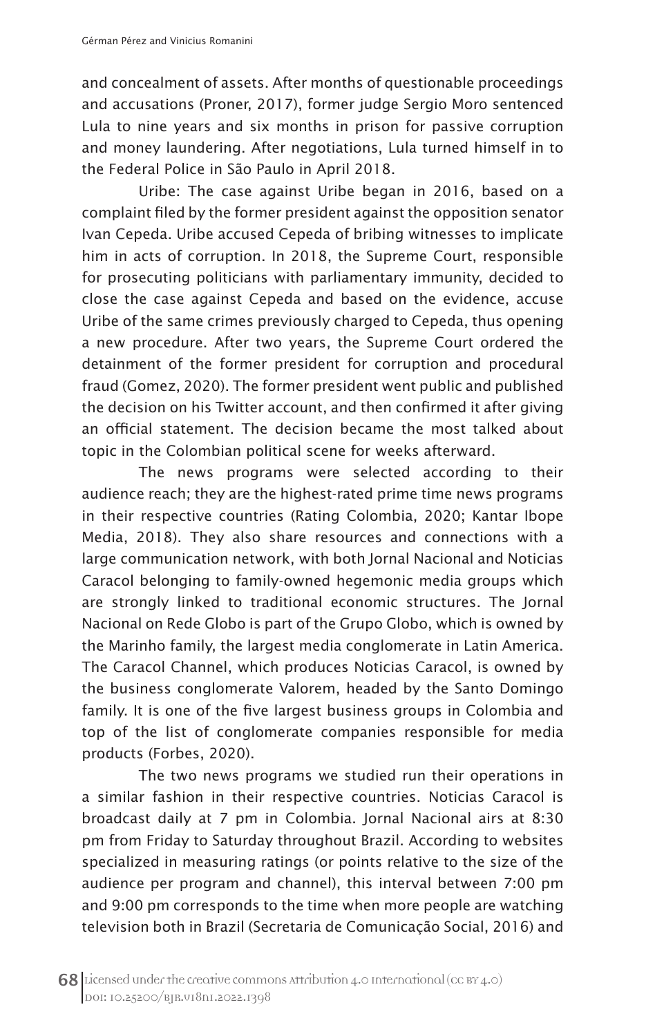and concealment of assets. After months of questionable proceedings and accusations (Proner, 2017), former judge Sergio Moro sentenced Lula to nine years and six months in prison for passive corruption and money laundering. After negotiations, Lula turned himself in to the Federal Police in São Paulo in April 2018.

Uribe: The case against Uribe began in 2016, based on a complaint filed by the former president against the opposition senator Ivan Cepeda. Uribe accused Cepeda of bribing witnesses to implicate him in acts of corruption. In 2018, the Supreme Court, responsible for prosecuting politicians with parliamentary immunity, decided to close the case against Cepeda and based on the evidence, accuse Uribe of the same crimes previously charged to Cepeda, thus opening a new procedure. After two years, the Supreme Court ordered the detainment of the former president for corruption and procedural fraud (Gomez, 2020). The former president went public and published the decision on his Twitter account, and then confirmed it after giving an official statement. The decision became the most talked about topic in the Colombian political scene for weeks afterward.

The news programs were selected according to their audience reach; they are the highest-rated prime time news programs in their respective countries (Rating Colombia, 2020; Kantar Ibope Media, 2018). They also share resources and connections with a large communication network, with both Jornal Nacional and Noticias Caracol belonging to family-owned hegemonic media groups which are strongly linked to traditional economic structures. The Jornal Nacional on Rede Globo is part of the Grupo Globo, which is owned by the Marinho family, the largest media conglomerate in Latin America. The Caracol Channel, which produces Noticias Caracol, is owned by the business conglomerate Valorem, headed by the Santo Domingo family. It is one of the five largest business groups in Colombia and top of the list of conglomerate companies responsible for media products (Forbes, 2020).

The two news programs we studied run their operations in a similar fashion in their respective countries. Noticias Caracol is broadcast daily at 7 pm in Colombia. Jornal Nacional airs at 8:30 pm from Friday to Saturday throughout Brazil. According to websites specialized in measuring ratings (or points relative to the size of the audience per program and channel), this interval between 7:00 pm and 9:00 pm corresponds to the time when more people are watching television both in Brazil (Secretaria de Comunicação Social, 2016) and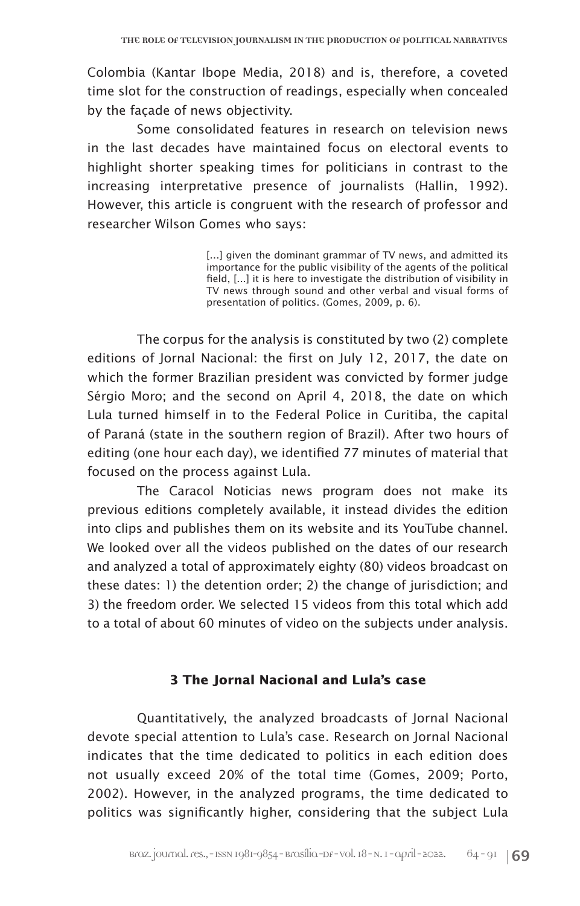Colombia (Kantar Ibope Media, 2018) and is, therefore, a coveted time slot for the construction of readings, especially when concealed by the façade of news objectivity.

Some consolidated features in research on television news in the last decades have maintained focus on electoral events to highlight shorter speaking times for politicians in contrast to the increasing interpretative presence of journalists (Hallin, 1992). However, this article is congruent with the research of professor and researcher Wilson Gomes who says:

> [...] given the dominant grammar of TV news, and admitted its importance for the public visibility of the agents of the political field, [...] it is here to investigate the distribution of visibility in TV news through sound and other verbal and visual forms of presentation of politics. (Gomes, 2009, p. 6).

The corpus for the analysis is constituted by two (2) complete editions of Jornal Nacional: the first on July 12, 2017, the date on which the former Brazilian president was convicted by former judge Sérgio Moro; and the second on April 4, 2018, the date on which Lula turned himself in to the Federal Police in Curitiba, the capital of Paraná (state in the southern region of Brazil). After two hours of editing (one hour each day), we identified 77 minutes of material that focused on the process against Lula.

The Caracol Noticias news program does not make its previous editions completely available, it instead divides the edition into clips and publishes them on its website and its YouTube channel. We looked over all the videos published on the dates of our research and analyzed a total of approximately eighty (80) videos broadcast on these dates: 1) the detention order; 2) the change of jurisdiction; and 3) the freedom order. We selected 15 videos from this total which add to a total of about 60 minutes of video on the subjects under analysis.

## 3 The Jornal Nacional and Lula's case

Quantitatively, the analyzed broadcasts of Jornal Nacional devote special attention to Lula's case. Research on Jornal Nacional indicates that the time dedicated to politics in each edition does not usually exceed 20% of the total time (Gomes, 2009; Porto, 2002). However, in the analyzed programs, the time dedicated to politics was significantly higher, considering that the subject Lula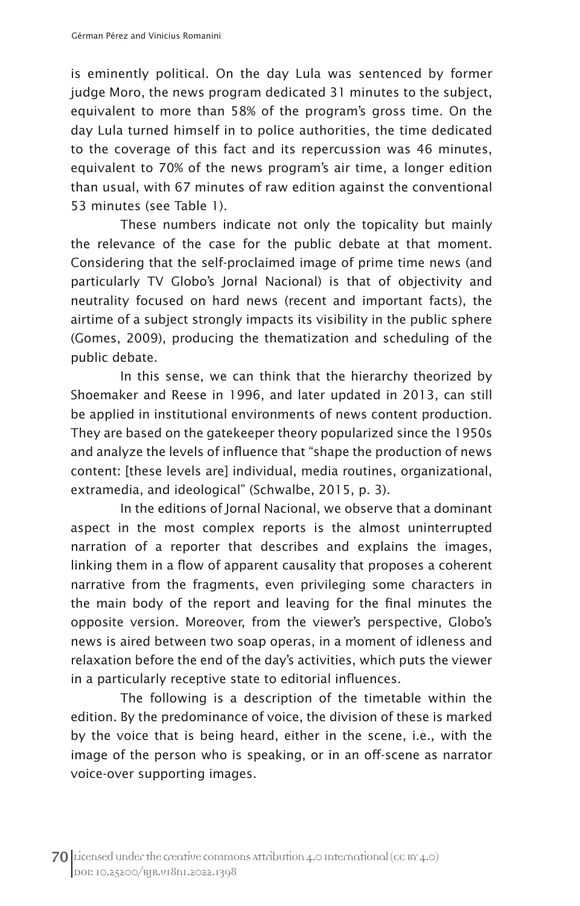is eminently political. On the day Lula was sentenced by former judge Moro, the news program dedicated 31 minutes to the subject, equivalent to more than 58% of the program's gross time. On the day Lula turned himself in to police authorities, the time dedicated to the coverage of this fact and its repercussion was 46 minutes, equivalent to 70% of the news program's air time, a longer edition than usual, with 67 minutes of raw edition against the conventional 53 minutes (see Table 1).

These numbers indicate not only the topicality but mainly the relevance of the case for the public debate at that moment. Considering that the self-proclaimed image of prime time news (and particularly TV Globo's Jornal Nacional) is that of objectivity and neutrality focused on hard news (recent and important facts), the airtime of a subject strongly impacts its visibility in the public sphere (Gomes, 2009), producing the thematization and scheduling of the public debate.

In this sense, we can think that the hierarchy theorized by Shoemaker and Reese in 1996, and later updated in 2013, can still be applied in institutional environments of news content production. They are based on the gatekeeper theory popularized since the 1950s and analyze the levels of influence that "shape the production of news content: [these levels are] individual, media routines, organizational, extramedia, and ideological" (Schwalbe, 2015, p. 3).

In the editions of Jornal Nacional, we observe that a dominant aspect in the most complex reports is the almost uninterrupted narration of a reporter that describes and explains the images, linking them in a flow of apparent causality that proposes a coherent narrative from the fragments, even privileging some characters in the main body of the report and leaving for the final minutes the opposite version. Moreover, from the viewer's perspective, Globo's news is aired between two soap operas, in a moment of idleness and relaxation before the end of the day's activities, which puts the viewer in a particularly receptive state to editorial influences.

The following is a description of the timetable within the edition. By the predominance of voice, the division of these is marked by the voice that is being heard, either in the scene, i.e., with the image of the person who is speaking, or in an off-scene as narrator voice-over supporting images.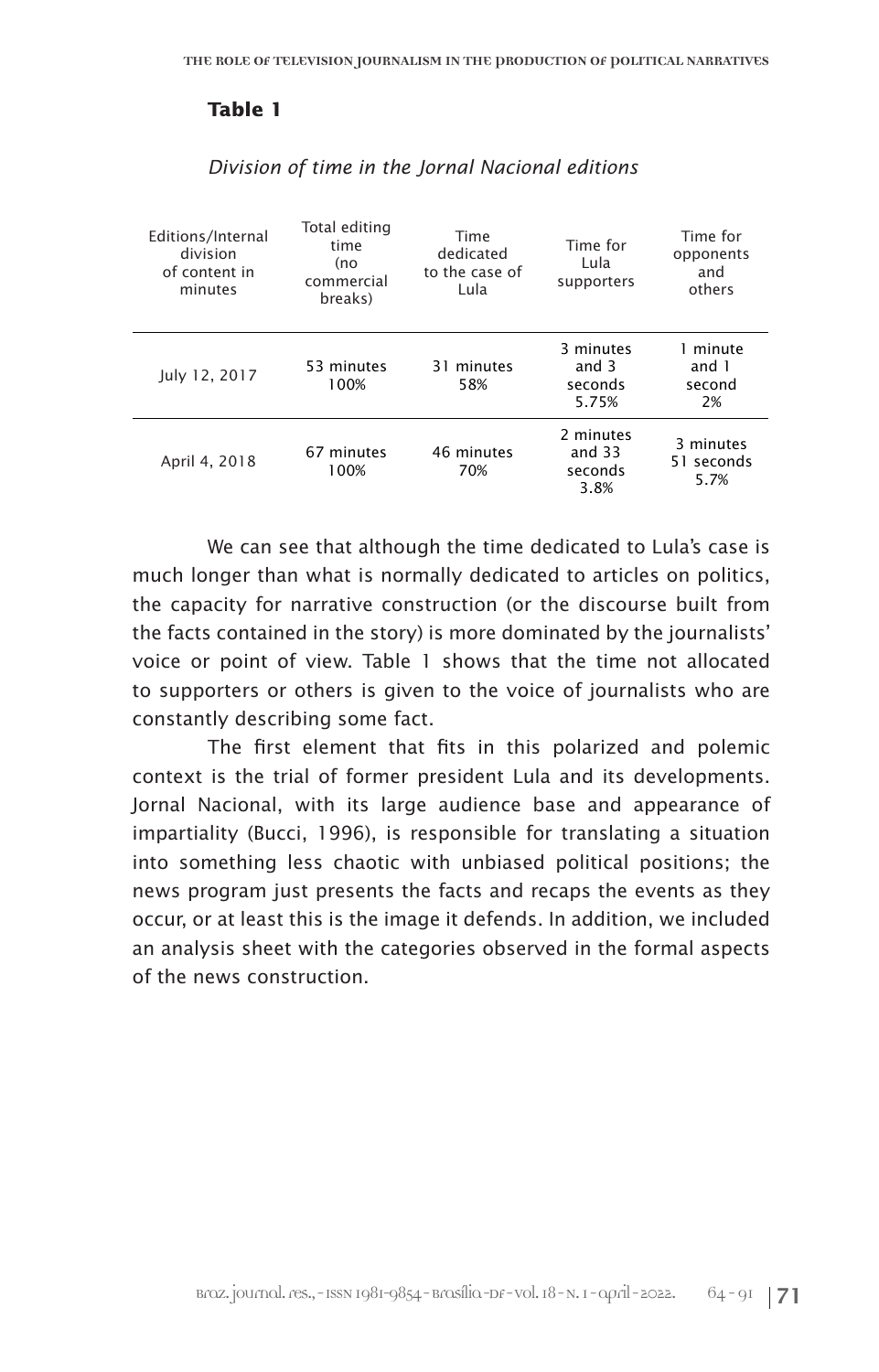**Table 1**

*Division of time in the Jornal Nacional editions*

| Editions/Internal division of content in minutes | Total editing time (no commercial breaks) | Time dedicated to the case of Lula | Time for Lula supporters | Time for opponents and others |
|---|---|---|---|---|
| July 12, 2017 | 53 minutes 100% | 31 minutes 58% | 3 minutes and 3 seconds 5.75% | 1 minute and 1 second 2% |
| April 4, 2018 | 67 minutes 100% | 46 minutes 70% | 2 minutes and 33 seconds 3.8% | 3 minutes 51 seconds 5.7% |

We can see that although the time dedicated to Lula's case is much longer than what is normally dedicated to articles on politics, the capacity for narrative construction (or the discourse built from the facts contained in the story) is more dominated by the journalists' voice or point of view. Table 1 shows that the time not allocated to supporters or others is given to the voice of journalists who are constantly describing some fact.

The first element that fits in this polarized and polemic context is the trial of former president Lula and its developments. Jornal Nacional, with its large audience base and appearance of impartiality (Bucci, 1996), is responsible for translating a situation into something less chaotic with unbiased political positions; the news program just presents the facts and recaps the events as they occur, or at least this is the image it defends. In addition, we included an analysis sheet with the categories observed in the formal aspects of the news construction.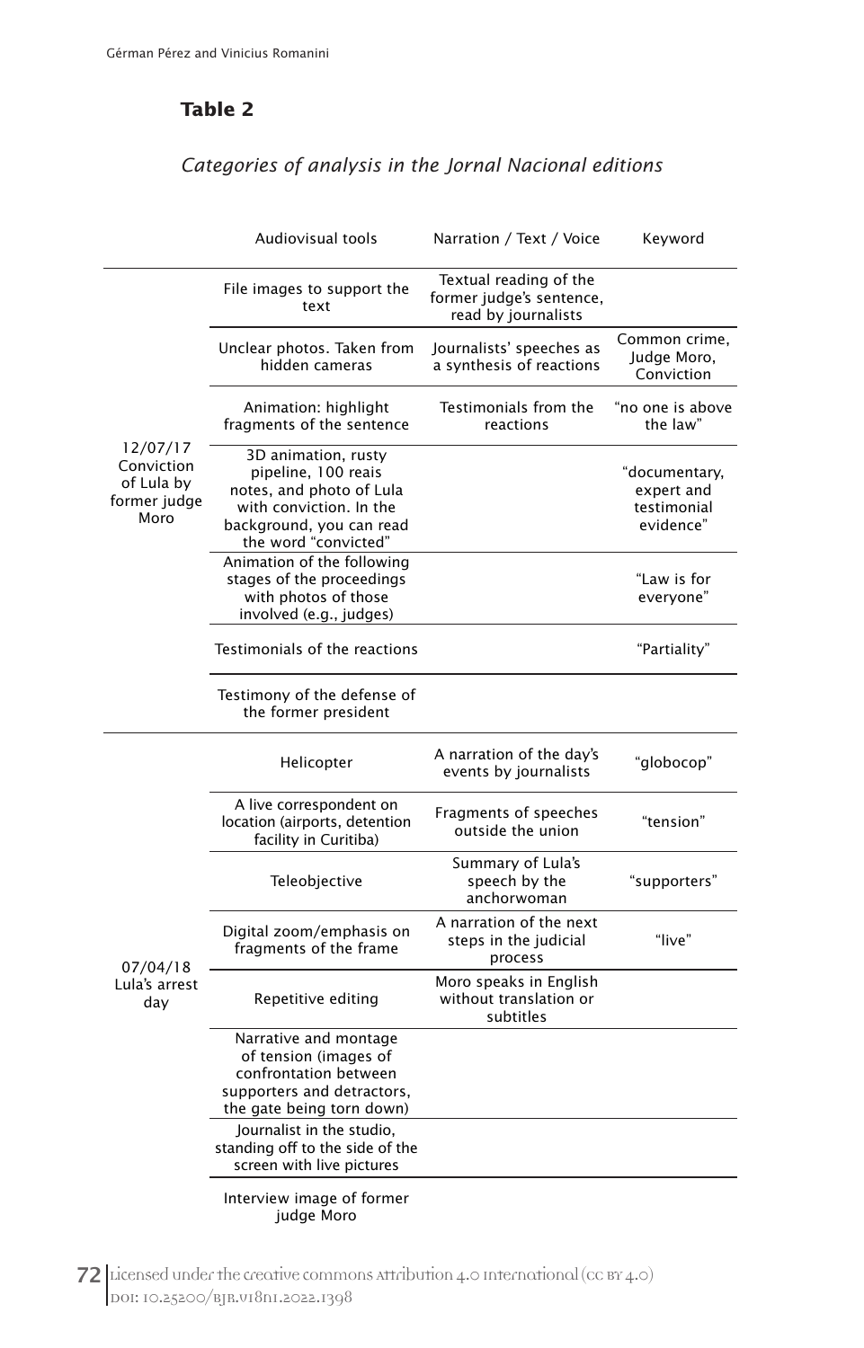**Table 2**

*Categories of analysis in the Jornal Nacional editions*

| | Audiovisual tools | Narration / Text / Voice | Keyword |
|---|---|---|---|
| 12/07/17 Conviction of Lula by former judge Moro | File images to support the text | Textual reading of the former judge's sentence, read by journalists | |
| | Unclear photos. Taken from hidden cameras | Journalists' speeches as a synthesis of reactions | Common crime, Judge Moro, Conviction |
| | Animation: highlight fragments of the sentence | Testimonials from the reactions | "no one is above the law" |
| | 3D animation, rusty pipeline, 100 reais notes, and photo of Lula with conviction. In the background, you can read the word "convicted" | | "documentary, expert and testimonial evidence" |
| | Animation of the following stages of the proceedings with photos of those involved (e.g., judges) | | "Law is for everyone" |
| | Testimonials of the reactions | | "Partiality" |
| | Testimony of the defense of the former president | | |
| 07/04/18 Lula's arrest day | Helicopter | A narration of the day's events by journalists | "globocop" |
| | A live correspondent on location (airports, detention facility in Curitiba) | Fragments of speeches outside the union | "tension" |
| | Teleobjective | Summary of Lula's speech by the anchorwoman | "supporters" |
| | Digital zoom/emphasis on fragments of the frame | A narration of the next steps in the judicial process | "live" |
| | Repetitive editing | Moro speaks in English without translation or subtitles | |
| | Narrative and montage of tension (images of confrontation between supporters and detractors, the gate being torn down) | | |
| | Journalist in the studio, standing off to the side of the screen with live pictures | | |
| | Interview image of former judge Moro | | |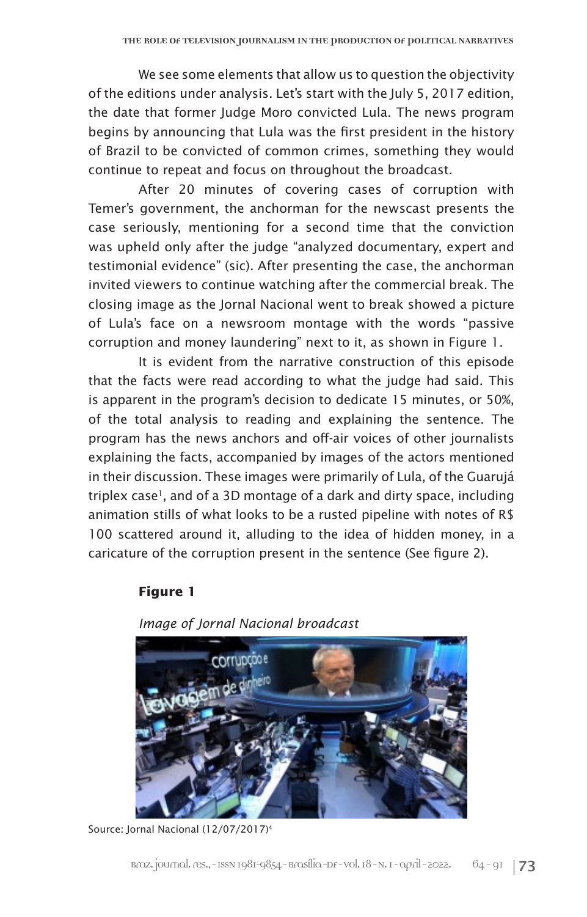We see some elements that allow us to question the objectivity of the editions under analysis. Let's start with the July 5, 2017 edition, the date that former Judge Moro convicted Lula. The news program begins by announcing that Lula was the first president in the history of Brazil to be convicted of common crimes, something they would continue to repeat and focus on throughout the broadcast.

After 20 minutes of covering cases of corruption with Temer's government, the anchorman for the newscast presents the case seriously, mentioning for a second time that the conviction was upheld only after the judge "analyzed documentary, expert and testimonial evidence" (sic). After presenting the case, the anchorman invited viewers to continue watching after the commercial break. The closing image as the Jornal Nacional went to break showed a picture of Lula's face on a newsroom montage with the words "passive corruption and money laundering" next to it, as shown in Figure 1.

It is evident from the narrative construction of this episode that the facts were read according to what the judge had said. This is apparent in the program's decision to dedicate 15 minutes, or 50%, of the total analysis to reading and explaining the sentence. The program has the news anchors and off-air voices of other journalists explaining the facts, accompanied by images of the actors mentioned in their discussion. These images were primarily of Lula, of the Guarujá triplex case[1], and of a 3D montage of a dark and dirty space, including animation stills of what looks to be a rusted pipeline with notes of R$ 100 scattered around it, alluding to the idea of hidden money, in a caricature of the corruption present in the sentence (See figure 2).

**Figure 1**

*Image of Jornal Nacional broadcast*

Source: Jornal Nacional (12/07/2017)[4]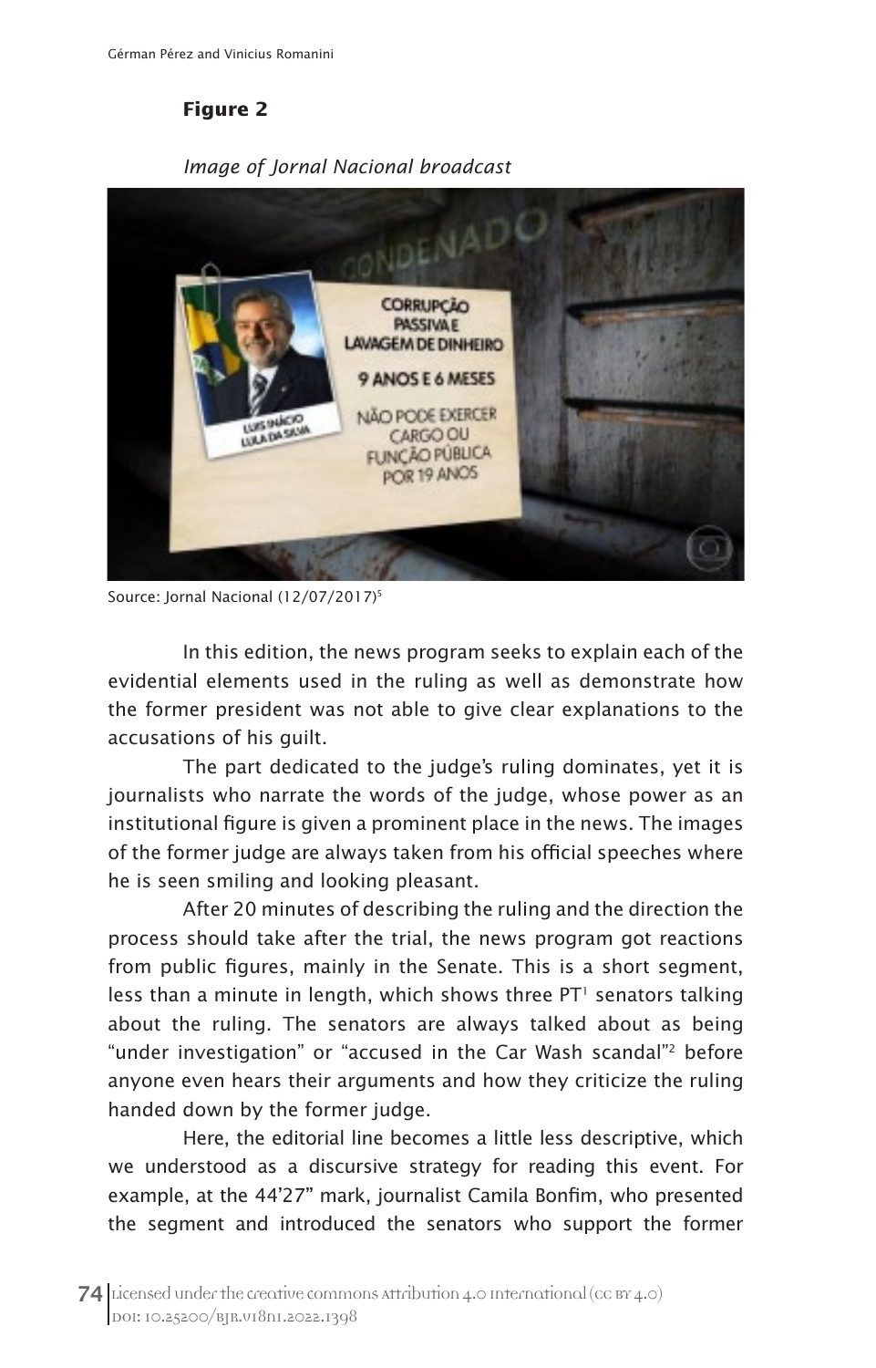**Figure 2**

*Image of Jornal Nacional broadcast*

Source: Jornal Nacional (12/07/2017)[5]

In this edition, the news program seeks to explain each of the evidential elements used in the ruling as well as demonstrate how the former president was not able to give clear explanations to the accusations of his guilt.

The part dedicated to the judge's ruling dominates, yet it is journalists who narrate the words of the judge, whose power as an institutional figure is given a prominent place in the news. The images of the former judge are always taken from his official speeches where he is seen smiling and looking pleasant.

After 20 minutes of describing the ruling and the direction the process should take after the trial, the news program got reactions from public figures, mainly in the Senate. This is a short segment, less than a minute in length, which shows three PT[1] senators talking about the ruling. The senators are always talked about as being "under investigation" or "accused in the Car Wash scandal"[2] before anyone even hears their arguments and how they criticize the ruling handed down by the former judge.

Here, the editorial line becomes a little less descriptive, which we understood as a discursive strategy for reading this event. For example, at the 44'27" mark, journalist Camila Bonfim, who presented the segment and introduced the senators who support the former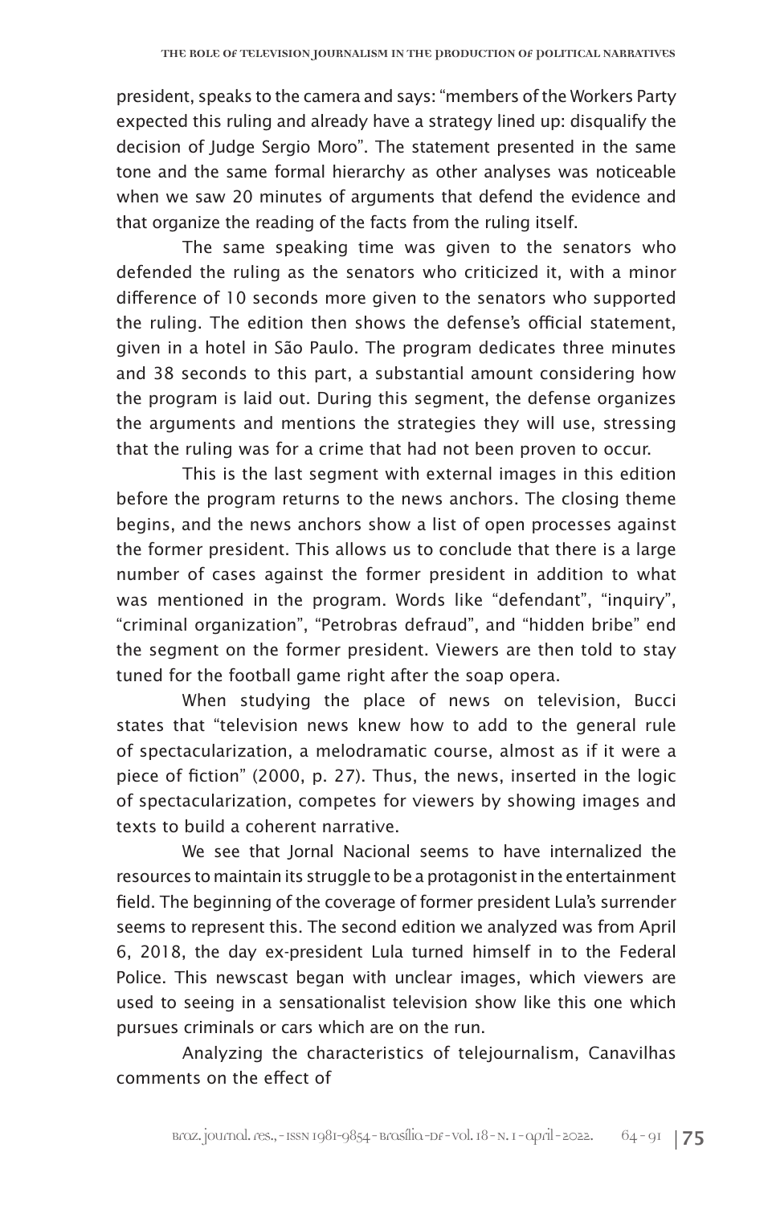president, speaks to the camera and says: “members of the Workers Party expected this ruling and already have a strategy lined up: disqualify the decision of Judge Sergio Moro”. The statement presented in the same tone and the same formal hierarchy as other analyses was noticeable when we saw 20 minutes of arguments that defend the evidence and that organize the reading of the facts from the ruling itself.

The same speaking time was given to the senators who defended the ruling as the senators who criticized it, with a minor difference of 10 seconds more given to the senators who supported the ruling. The edition then shows the defense’s official statement, given in a hotel in São Paulo. The program dedicates three minutes and 38 seconds to this part, a substantial amount considering how the program is laid out. During this segment, the defense organizes the arguments and mentions the strategies they will use, stressing that the ruling was for a crime that had not been proven to occur.

This is the last segment with external images in this edition before the program returns to the news anchors. The closing theme begins, and the news anchors show a list of open processes against the former president. This allows us to conclude that there is a large number of cases against the former president in addition to what was mentioned in the program. Words like “defendant”, “inquiry”, “criminal organization”, “Petrobras defraud”, and “hidden bribe” end the segment on the former president. Viewers are then told to stay tuned for the football game right after the soap opera.

When studying the place of news on television, Bucci states that “television news knew how to add to the general rule of spectacularization, a melodramatic course, almost as if it were a piece of fiction” (2000, p. 27). Thus, the news, inserted in the logic of spectacularization, competes for viewers by showing images and texts to build a coherent narrative.

We see that Jornal Nacional seems to have internalized the resources to maintain its struggle to be a protagonist in the entertainment field. The beginning of the coverage of former president Lula’s surrender seems to represent this. The second edition we analyzed was from April 6, 2018, the day ex-president Lula turned himself in to the Federal Police. This newscast began with unclear images, which viewers are used to seeing in a sensationalist television show like this one which pursues criminals or cars which are on the run.

Analyzing the characteristics of telejournalism, Canavilhas comments on the effect of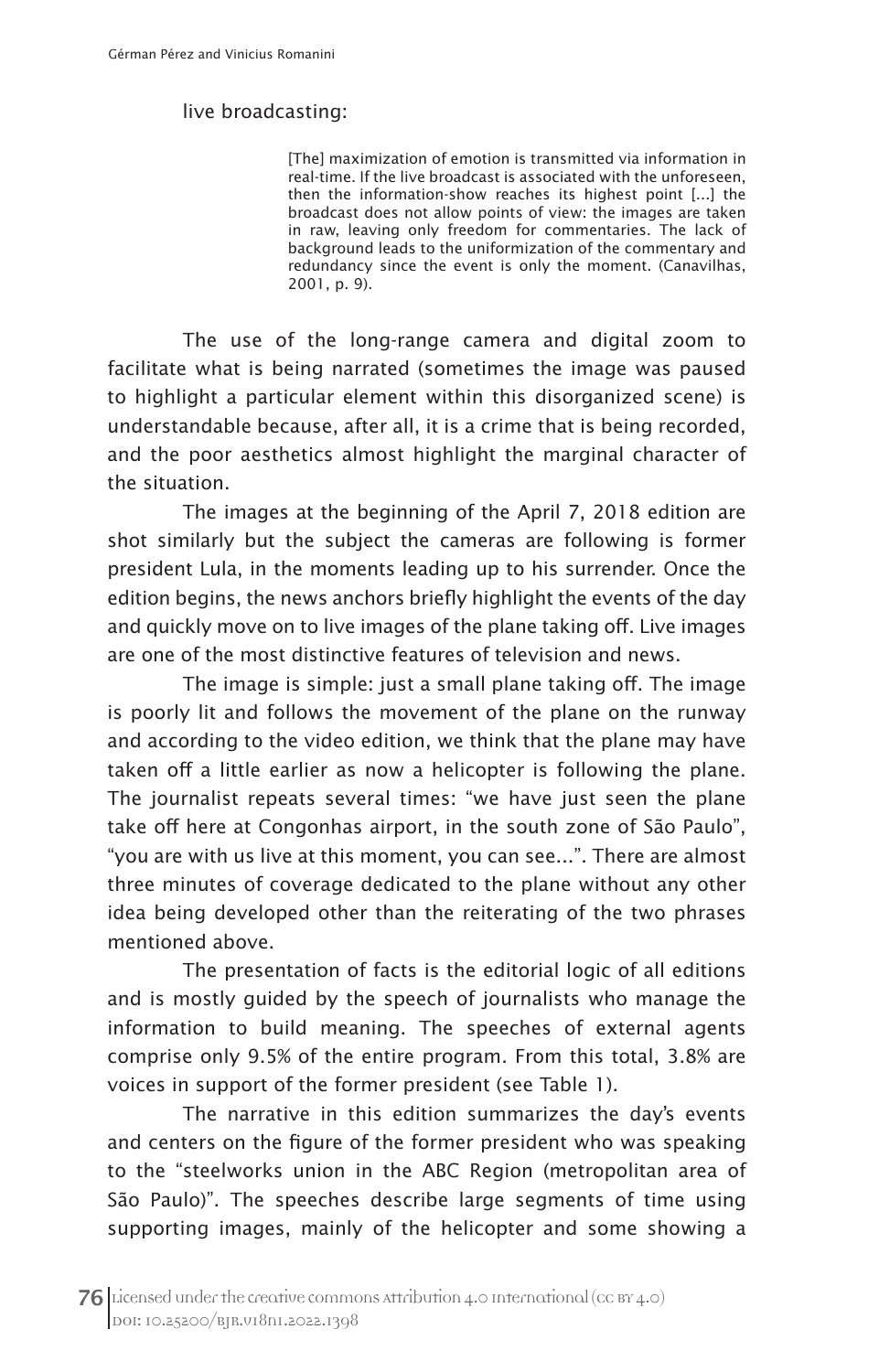live broadcasting:

> [The] maximization of emotion is transmitted via information in real-time. If the live broadcast is associated with the unforeseen, then the information-show reaches its highest point [...] the broadcast does not allow points of view: the images are taken in raw, leaving only freedom for commentaries. The lack of background leads to the uniformization of the commentary and redundancy since the event is only the moment. (Canavilhas, 2001, p. 9).

The use of the long-range camera and digital zoom to facilitate what is being narrated (sometimes the image was paused to highlight a particular element within this disorganized scene) is understandable because, after all, it is a crime that is being recorded, and the poor aesthetics almost highlight the marginal character of the situation.

The images at the beginning of the April 7, 2018 edition are shot similarly but the subject the cameras are following is former president Lula, in the moments leading up to his surrender. Once the edition begins, the news anchors briefly highlight the events of the day and quickly move on to live images of the plane taking off. Live images are one of the most distinctive features of television and news.

The image is simple: just a small plane taking off. The image is poorly lit and follows the movement of the plane on the runway and according to the video edition, we think that the plane may have taken off a little earlier as now a helicopter is following the plane. The journalist repeats several times: "we have just seen the plane take off here at Congonhas airport, in the south zone of São Paulo", "you are with us live at this moment, you can see...". There are almost three minutes of coverage dedicated to the plane without any other idea being developed other than the reiterating of the two phrases mentioned above.

The presentation of facts is the editorial logic of all editions and is mostly guided by the speech of journalists who manage the information to build meaning. The speeches of external agents comprise only 9.5% of the entire program. From this total, 3.8% are voices in support of the former president (see Table 1).

The narrative in this edition summarizes the day's events and centers on the figure of the former president who was speaking to the "steelworks union in the ABC Region (metropolitan area of São Paulo)". The speeches describe large segments of time using supporting images, mainly of the helicopter and some showing a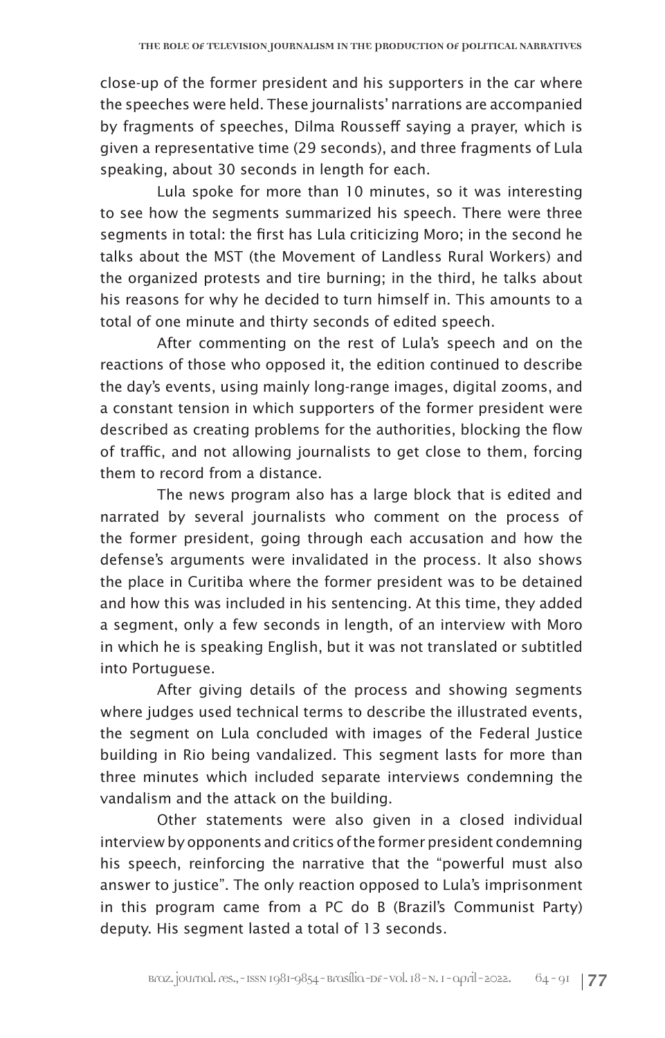close-up of the former president and his supporters in the car where the speeches were held. These journalists' narrations are accompanied by fragments of speeches, Dilma Rousseff saying a prayer, which is given a representative time (29 seconds), and three fragments of Lula speaking, about 30 seconds in length for each.

Lula spoke for more than 10 minutes, so it was interesting to see how the segments summarized his speech. There were three segments in total: the first has Lula criticizing Moro; in the second he talks about the MST (the Movement of Landless Rural Workers) and the organized protests and tire burning; in the third, he talks about his reasons for why he decided to turn himself in. This amounts to a total of one minute and thirty seconds of edited speech.

After commenting on the rest of Lula's speech and on the reactions of those who opposed it, the edition continued to describe the day's events, using mainly long-range images, digital zooms, and a constant tension in which supporters of the former president were described as creating problems for the authorities, blocking the flow of traffic, and not allowing journalists to get close to them, forcing them to record from a distance.

The news program also has a large block that is edited and narrated by several journalists who comment on the process of the former president, going through each accusation and how the defense's arguments were invalidated in the process. It also shows the place in Curitiba where the former president was to be detained and how this was included in his sentencing. At this time, they added a segment, only a few seconds in length, of an interview with Moro in which he is speaking English, but it was not translated or subtitled into Portuguese.

After giving details of the process and showing segments where judges used technical terms to describe the illustrated events, the segment on Lula concluded with images of the Federal Justice building in Rio being vandalized. This segment lasts for more than three minutes which included separate interviews condemning the vandalism and the attack on the building.

Other statements were also given in a closed individual interview by opponents and critics of the former president condemning his speech, reinforcing the narrative that the "powerful must also answer to justice". The only reaction opposed to Lula's imprisonment in this program came from a PC do B (Brazil's Communist Party) deputy. His segment lasted a total of 13 seconds.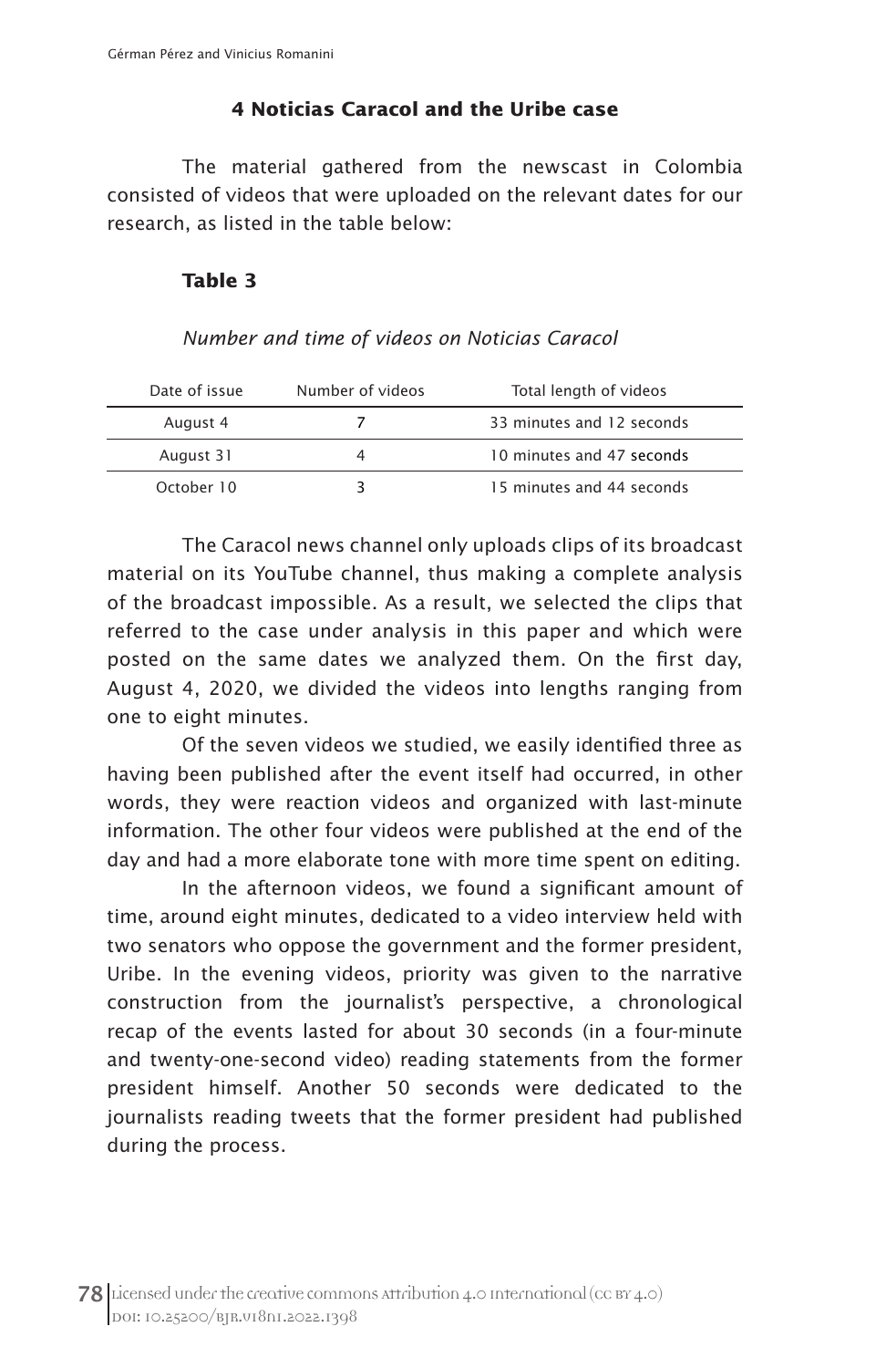## 4 Noticias Caracol and the Uribe case

The material gathered from the newscast in Colombia consisted of videos that were uploaded on the relevant dates for our research, as listed in the table below:

**Table 3**

*Number and time of videos on Noticias Caracol*

| Date of issue | Number of videos | Total length of videos |
|---|---|---|
| August 4 | 7 | 33 minutes and 12 seconds |
| August 31 | 4 | 10 minutes and 47 seconds |
| October 10 | 3 | 15 minutes and 44 seconds |

The Caracol news channel only uploads clips of its broadcast material on its YouTube channel, thus making a complete analysis of the broadcast impossible. As a result, we selected the clips that referred to the case under analysis in this paper and which were posted on the same dates we analyzed them. On the first day, August 4, 2020, we divided the videos into lengths ranging from one to eight minutes.

Of the seven videos we studied, we easily identified three as having been published after the event itself had occurred, in other words, they were reaction videos and organized with last-minute information. The other four videos were published at the end of the day and had a more elaborate tone with more time spent on editing.

In the afternoon videos, we found a significant amount of time, around eight minutes, dedicated to a video interview held with two senators who oppose the government and the former president, Uribe. In the evening videos, priority was given to the narrative construction from the journalist's perspective, a chronological recap of the events lasted for about 30 seconds (in a four-minute and twenty-one-second video) reading statements from the former president himself. Another 50 seconds were dedicated to the journalists reading tweets that the former president had published during the process.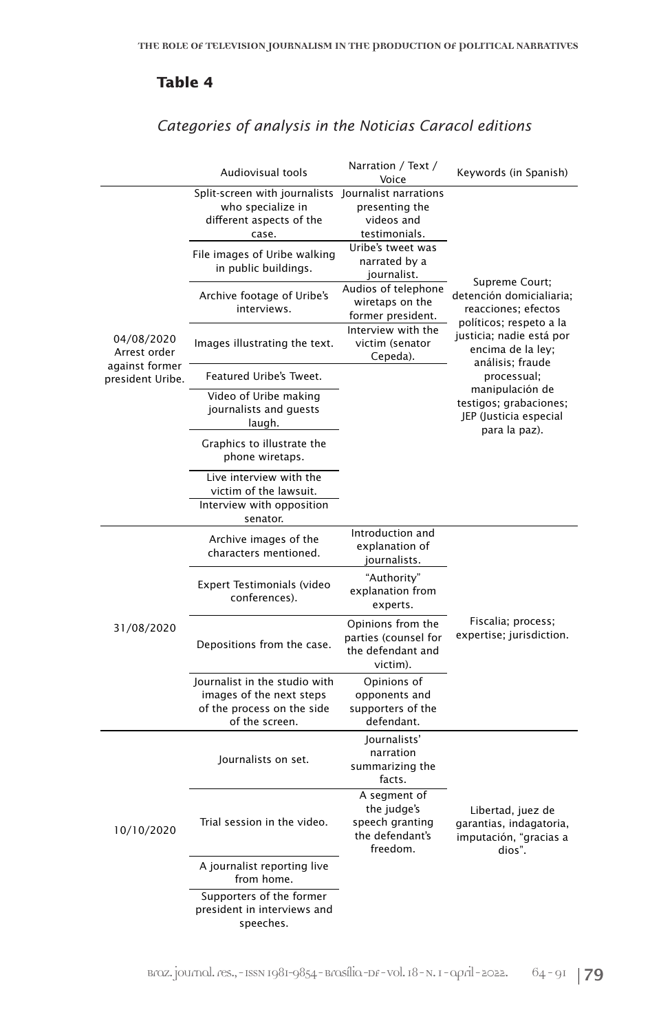## Table 4

*Categories of analysis in the Noticias Caracol editions*

| | Audiovisual tools | Narration / Text / Voice | Keywords (in Spanish) |
|---|---|---|---|
| 04/08/2020 Arrest order against former president Uribe. | Split-screen with journalists who specialize in different aspects of the case. | Journalist narrations presenting the videos and testimonials. | Supreme Court; detención domicialiaria; reacciones; efectos políticos; respeto a la justicia; nadie está por encima de la ley; análisis; fraude processual; manipulación de testigos; grabaciones; JEP (Justicia especial para la paz). |
| | File images of Uribe walking in public buildings. | Uribe's tweet was narrated by a journalist. | |
| | Archive footage of Uribe's interviews. | Audios of telephone wiretaps on the former president. | |
| | Images illustrating the text. | Interview with the victim (senator Cepeda). | |
| | Featured Uribe's Tweet. | | |
| | Video of Uribe making journalists and guests laugh. | | |
| | Graphics to illustrate the phone wiretaps. | | |
| | Live interview with the victim of the lawsuit. | | |
| | Interview with opposition senator. | | |
| 31/08/2020 | Archive images of the characters mentioned. | Introduction and explanation of journalists. | Fiscalia; process; expertise; jurisdiction. |
| | Expert Testimonials (video conferences). | "Authority" explanation from experts. | |
| | Depositions from the case. | Opinions from the parties (counsel for the defendant and victim). | |
| | Journalist in the studio with images of the next steps of the process on the side of the screen. | Opinions of opponents and supporters of the defendant. | |
| 10/10/2020 | Journalists on set. | Journalists' narration summarizing the facts. | Libertad, juez de garantias, indagatoria, imputación, "gracias a dios". |
| | Trial session in the video. | A segment of the judge's speech granting the defendant's freedom. | |
| | A journalist reporting live from home. | | |
| | Supporters of the former president in interviews and speeches. | | |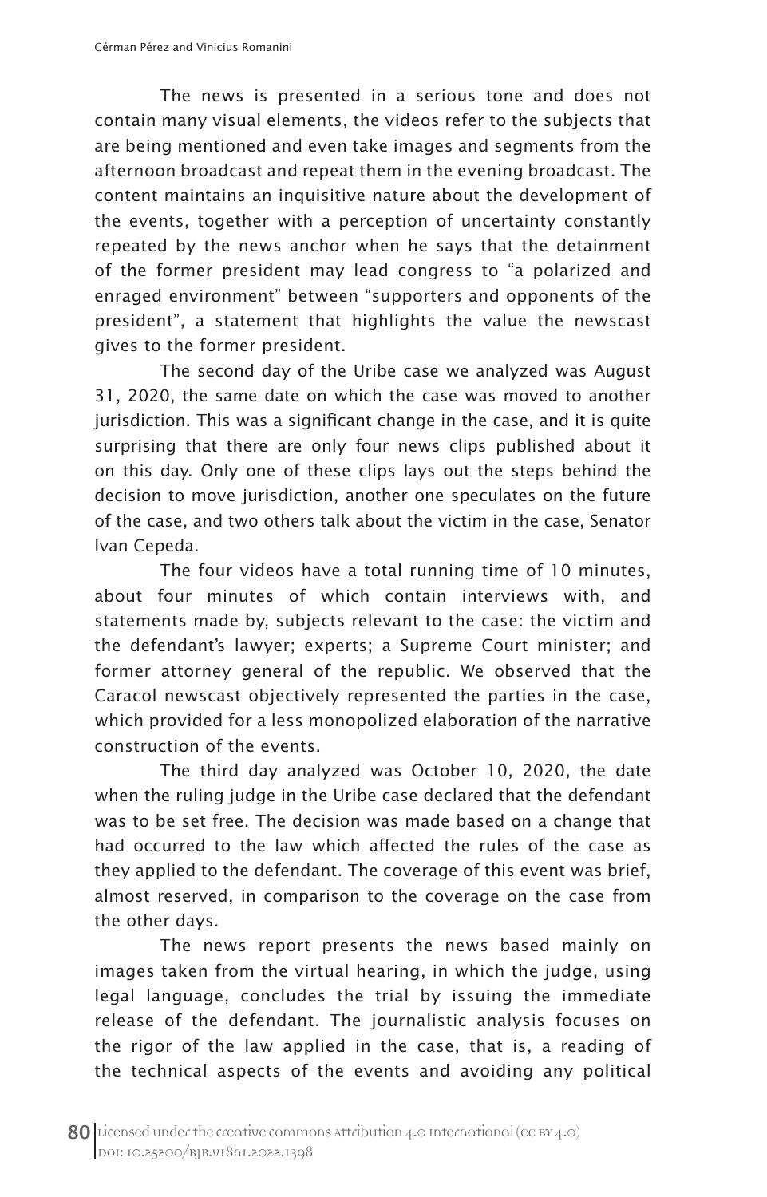The news is presented in a serious tone and does not contain many visual elements, the videos refer to the subjects that are being mentioned and even take images and segments from the afternoon broadcast and repeat them in the evening broadcast. The content maintains an inquisitive nature about the development of the events, together with a perception of uncertainty constantly repeated by the news anchor when he says that the detainment of the former president may lead congress to "a polarized and enraged environment" between "supporters and opponents of the president", a statement that highlights the value the newscast gives to the former president.

The second day of the Uribe case we analyzed was August 31, 2020, the same date on which the case was moved to another jurisdiction. This was a significant change in the case, and it is quite surprising that there are only four news clips published about it on this day. Only one of these clips lays out the steps behind the decision to move jurisdiction, another one speculates on the future of the case, and two others talk about the victim in the case, Senator Ivan Cepeda.

The four videos have a total running time of 10 minutes, about four minutes of which contain interviews with, and statements made by, subjects relevant to the case: the victim and the defendant's lawyer; experts; a Supreme Court minister; and former attorney general of the republic. We observed that the Caracol newscast objectively represented the parties in the case, which provided for a less monopolized elaboration of the narrative construction of the events.

The third day analyzed was October 10, 2020, the date when the ruling judge in the Uribe case declared that the defendant was to be set free. The decision was made based on a change that had occurred to the law which affected the rules of the case as they applied to the defendant. The coverage of this event was brief, almost reserved, in comparison to the coverage on the case from the other days.

The news report presents the news based mainly on images taken from the virtual hearing, in which the judge, using legal language, concludes the trial by issuing the immediate release of the defendant. The journalistic analysis focuses on the rigor of the law applied in the case, that is, a reading of the technical aspects of the events and avoiding any political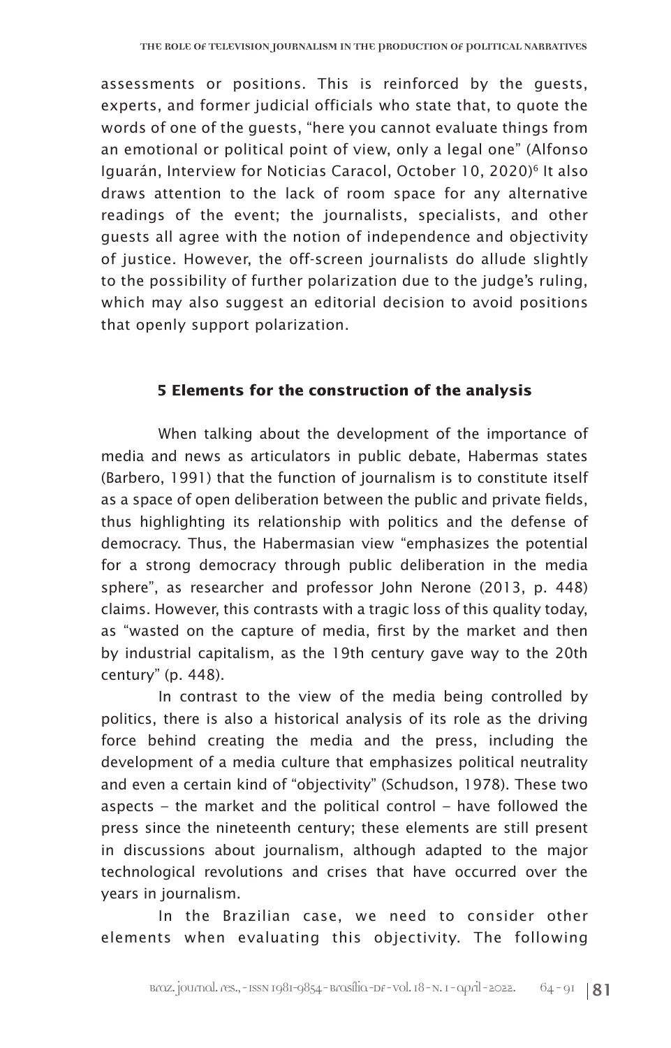assessments or positions. This is reinforced by the guests, experts, and former judicial officials who state that, to quote the words of one of the guests, “here you cannot evaluate things from an emotional or political point of view, only a legal one” (Alfonso Iguarán, Interview for Noticias Caracol, October 10, 2020)[6] It also draws attention to the lack of room space for any alternative readings of the event; the journalists, specialists, and other guests all agree with the notion of independence and objectivity of justice. However, the off-screen journalists do allude slightly to the possibility of further polarization due to the judge’s ruling, which may also suggest an editorial decision to avoid positions that openly support polarization.

## 5 Elements for the construction of the analysis

When talking about the development of the importance of media and news as articulators in public debate, Habermas states (Barbero, 1991) that the function of journalism is to constitute itself as a space of open deliberation between the public and private fields, thus highlighting its relationship with politics and the defense of democracy. Thus, the Habermasian view “emphasizes the potential for a strong democracy through public deliberation in the media sphere”, as researcher and professor John Nerone (2013, p. 448) claims. However, this contrasts with a tragic loss of this quality today, as “wasted on the capture of media, first by the market and then by industrial capitalism, as the 19th century gave way to the 20th century” (p. 448).

In contrast to the view of the media being controlled by politics, there is also a historical analysis of its role as the driving force behind creating the media and the press, including the development of a media culture that emphasizes political neutrality and even a certain kind of “objectivity” (Schudson, 1978). These two aspects – the market and the political control – have followed the press since the nineteenth century; these elements are still present in discussions about journalism, although adapted to the major technological revolutions and crises that have occurred over the years in journalism.

In the Brazilian case, we need to consider other elements when evaluating this objectivity. The following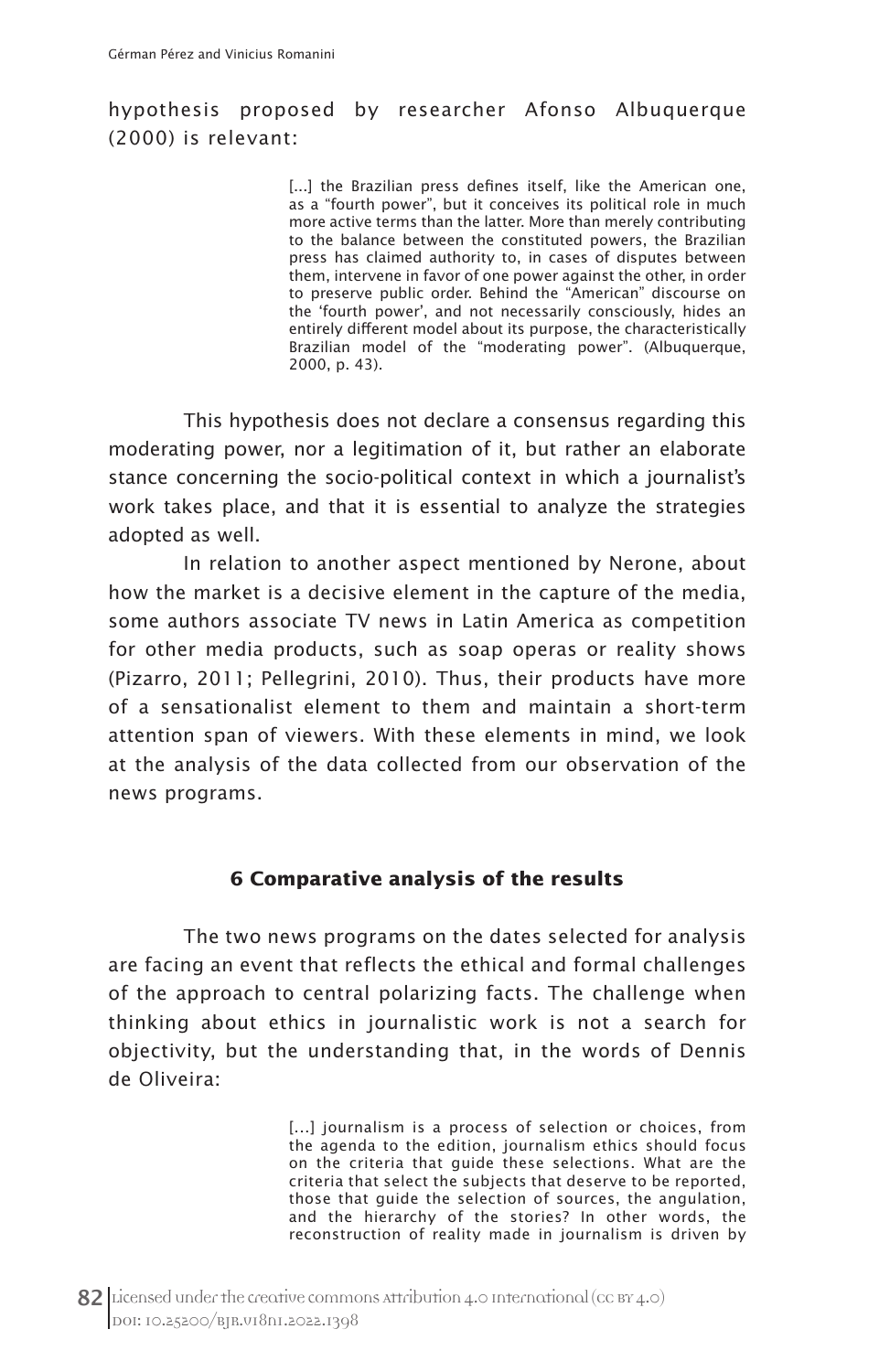hypothesis proposed by researcher Afonso Albuquerque (2000) is relevant:

> [...] the Brazilian press defines itself, like the American one, as a "fourth power", but it conceives its political role in much more active terms than the latter. More than merely contributing to the balance between the constituted powers, the Brazilian press has claimed authority to, in cases of disputes between them, intervene in favor of one power against the other, in order to preserve public order. Behind the "American" discourse on the 'fourth power', and not necessarily consciously, hides an entirely different model about its purpose, the characteristically Brazilian model of the "moderating power". (Albuquerque, 2000, p. 43).

This hypothesis does not declare a consensus regarding this moderating power, nor a legitimation of it, but rather an elaborate stance concerning the socio-political context in which a journalist's work takes place, and that it is essential to analyze the strategies adopted as well.

In relation to another aspect mentioned by Nerone, about how the market is a decisive element in the capture of the media, some authors associate TV news in Latin America as competition for other media products, such as soap operas or reality shows (Pizarro, 2011; Pellegrini, 2010). Thus, their products have more of a sensationalist element to them and maintain a short-term attention span of viewers. With these elements in mind, we look at the analysis of the data collected from our observation of the news programs.

## 6 Comparative analysis of the results

The two news programs on the dates selected for analysis are facing an event that reflects the ethical and formal challenges of the approach to central polarizing facts. The challenge when thinking about ethics in journalistic work is not a search for objectivity, but the understanding that, in the words of Dennis de Oliveira:

> [...] journalism is a process of selection or choices, from the agenda to the edition, journalism ethics should focus on the criteria that guide these selections. What are the criteria that select the subjects that deserve to be reported, those that guide the selection of sources, the angulation, and the hierarchy of the stories? In other words, the reconstruction of reality made in journalism is driven by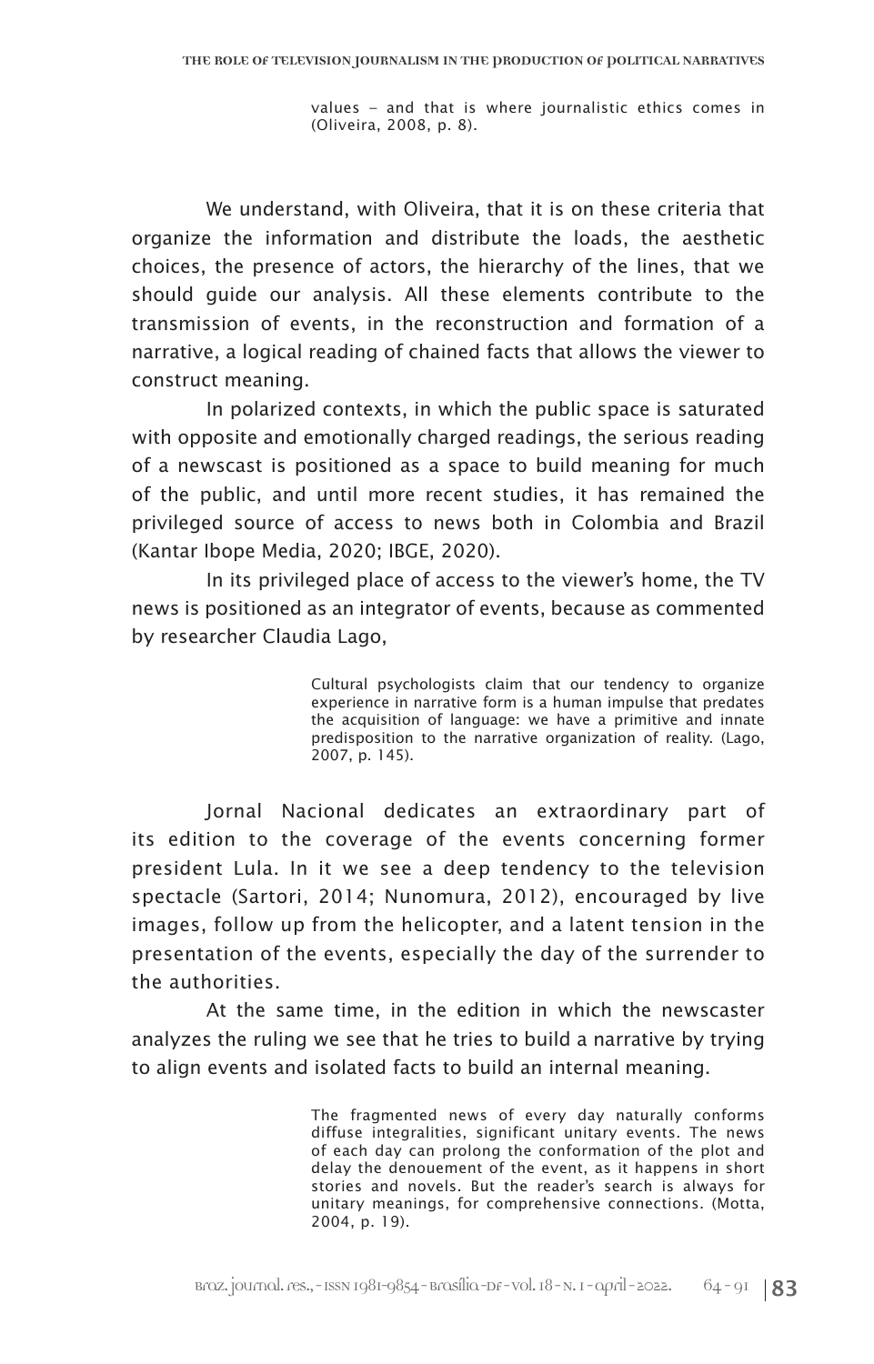> values – and that is where journalistic ethics comes in (Oliveira, 2008, p. 8).

We understand, with Oliveira, that it is on these criteria that organize the information and distribute the loads, the aesthetic choices, the presence of actors, the hierarchy of the lines, that we should guide our analysis. All these elements contribute to the transmission of events, in the reconstruction and formation of a narrative, a logical reading of chained facts that allows the viewer to construct meaning.

In polarized contexts, in which the public space is saturated with opposite and emotionally charged readings, the serious reading of a newscast is positioned as a space to build meaning for much of the public, and until more recent studies, it has remained the privileged source of access to news both in Colombia and Brazil (Kantar Ibope Media, 2020; IBGE, 2020).

In its privileged place of access to the viewer's home, the TV news is positioned as an integrator of events, because as commented by researcher Claudia Lago,

> Cultural psychologists claim that our tendency to organize experience in narrative form is a human impulse that predates the acquisition of language: we have a primitive and innate predisposition to the narrative organization of reality. (Lago, 2007, p. 145).

Jornal Nacional dedicates an extraordinary part of its edition to the coverage of the events concerning former president Lula. In it we see a deep tendency to the television spectacle (Sartori, 2014; Nunomura, 2012), encouraged by live images, follow up from the helicopter, and a latent tension in the presentation of the events, especially the day of the surrender to the authorities.

At the same time, in the edition in which the newscaster analyzes the ruling we see that he tries to build a narrative by trying to align events and isolated facts to build an internal meaning.

> The fragmented news of every day naturally conforms diffuse integralities, significant unitary events. The news of each day can prolong the conformation of the plot and delay the denouement of the event, as it happens in short stories and novels. But the reader's search is always for unitary meanings, for comprehensive connections. (Motta, 2004, p. 19).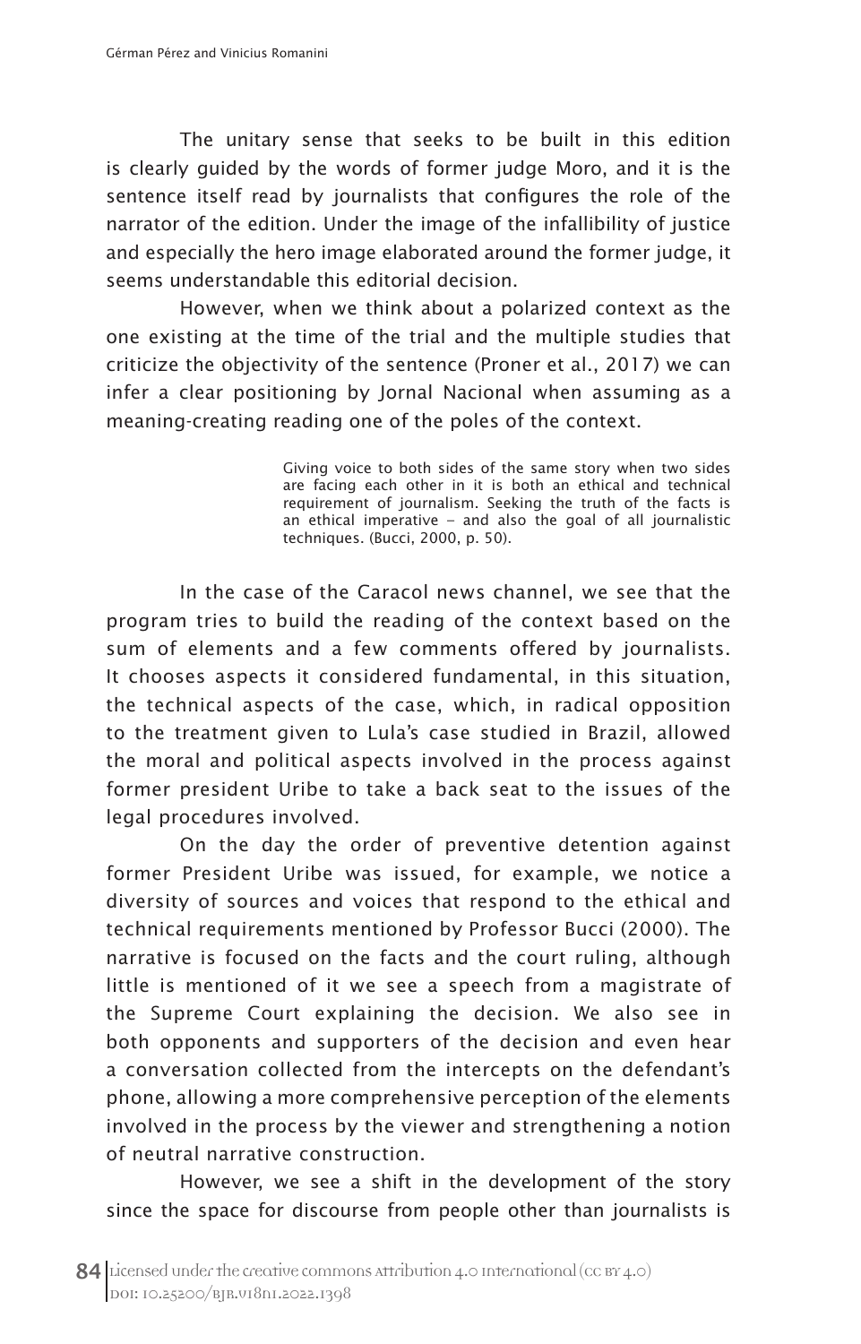The unitary sense that seeks to be built in this edition is clearly guided by the words of former judge Moro, and it is the sentence itself read by journalists that configures the role of the narrator of the edition. Under the image of the infallibility of justice and especially the hero image elaborated around the former judge, it seems understandable this editorial decision.

However, when we think about a polarized context as the one existing at the time of the trial and the multiple studies that criticize the objectivity of the sentence (Proner et al., 2017) we can infer a clear positioning by Jornal Nacional when assuming as a meaning-creating reading one of the poles of the context.

> Giving voice to both sides of the same story when two sides are facing each other in it is both an ethical and technical requirement of journalism. Seeking the truth of the facts is an ethical imperative – and also the goal of all journalistic techniques. (Bucci, 2000, p. 50).

In the case of the Caracol news channel, we see that the program tries to build the reading of the context based on the sum of elements and a few comments offered by journalists. It chooses aspects it considered fundamental, in this situation, the technical aspects of the case, which, in radical opposition to the treatment given to Lula's case studied in Brazil, allowed the moral and political aspects involved in the process against former president Uribe to take a back seat to the issues of the legal procedures involved.

On the day the order of preventive detention against former President Uribe was issued, for example, we notice a diversity of sources and voices that respond to the ethical and technical requirements mentioned by Professor Bucci (2000). The narrative is focused on the facts and the court ruling, although little is mentioned of it we see a speech from a magistrate of the Supreme Court explaining the decision. We also see in both opponents and supporters of the decision and even hear a conversation collected from the intercepts on the defendant's phone, allowing a more comprehensive perception of the elements involved in the process by the viewer and strengthening a notion of neutral narrative construction.

However, we see a shift in the development of the story since the space for discourse from people other than journalists is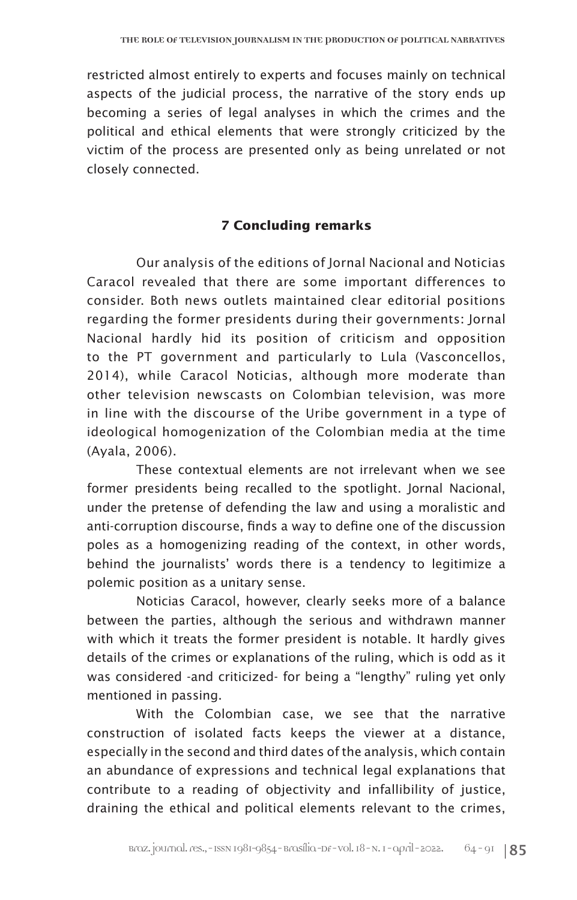restricted almost entirely to experts and focuses mainly on technical aspects of the judicial process, the narrative of the story ends up becoming a series of legal analyses in which the crimes and the political and ethical elements that were strongly criticized by the victim of the process are presented only as being unrelated or not closely connected.

## 7 Concluding remarks

Our analysis of the editions of Jornal Nacional and Noticias Caracol revealed that there are some important differences to consider. Both news outlets maintained clear editorial positions regarding the former presidents during their governments: Jornal Nacional hardly hid its position of criticism and opposition to the PT government and particularly to Lula (Vasconcellos, 2014), while Caracol Noticias, although more moderate than other television newscasts on Colombian television, was more in line with the discourse of the Uribe government in a type of ideological homogenization of the Colombian media at the time (Ayala, 2006).

These contextual elements are not irrelevant when we see former presidents being recalled to the spotlight. Jornal Nacional, under the pretense of defending the law and using a moralistic and anti-corruption discourse, finds a way to define one of the discussion poles as a homogenizing reading of the context, in other words, behind the journalists' words there is a tendency to legitimize a polemic position as a unitary sense.

Noticias Caracol, however, clearly seeks more of a balance between the parties, although the serious and withdrawn manner with which it treats the former president is notable. It hardly gives details of the crimes or explanations of the ruling, which is odd as it was considered -and criticized- for being a "lengthy" ruling yet only mentioned in passing.

With the Colombian case, we see that the narrative construction of isolated facts keeps the viewer at a distance, especially in the second and third dates of the analysis, which contain an abundance of expressions and technical legal explanations that contribute to a reading of objectivity and infallibility of justice, draining the ethical and political elements relevant to the crimes,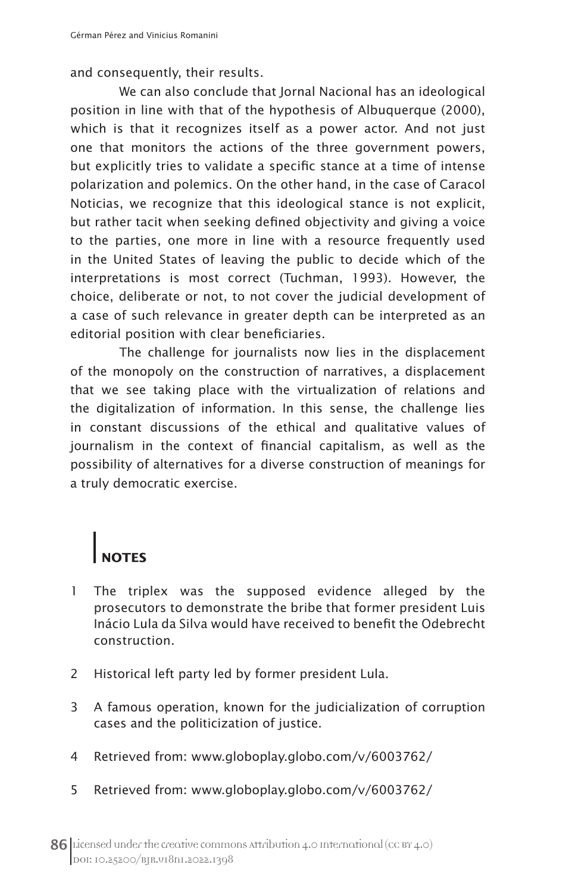and consequently, their results.

We can also conclude that Jornal Nacional has an ideological position in line with that of the hypothesis of Albuquerque (2000), which is that it recognizes itself as a power actor. And not just one that monitors the actions of the three government powers, but explicitly tries to validate a specific stance at a time of intense polarization and polemics. On the other hand, in the case of Caracol Noticias, we recognize that this ideological stance is not explicit, but rather tacit when seeking defined objectivity and giving a voice to the parties, one more in line with a resource frequently used in the United States of leaving the public to decide which of the interpretations is most correct (Tuchman, 1993). However, the choice, deliberate or not, to not cover the judicial development of a case of such relevance in greater depth can be interpreted as an editorial position with clear beneficiaries.

The challenge for journalists now lies in the displacement of the monopoly on the construction of narratives, a displacement that we see taking place with the virtualization of relations and the digitalization of information. In this sense, the challenge lies in constant discussions of the ethical and qualitative values of journalism in the context of financial capitalism, as well as the possibility of alternatives for a diverse construction of meanings for a truly democratic exercise.

## NOTES

1 The triplex was the supposed evidence alleged by the prosecutors to demonstrate the bribe that former president Luis Inácio Lula da Silva would have received to benefit the Odebrecht construction.

2 Historical left party led by former president Lula.

3 A famous operation, known for the judicialization of corruption cases and the politicization of justice.

4 Retrieved from: www.globoplay.globo.com/v/6003762/

5 Retrieved from: www.globoplay.globo.com/v/6003762/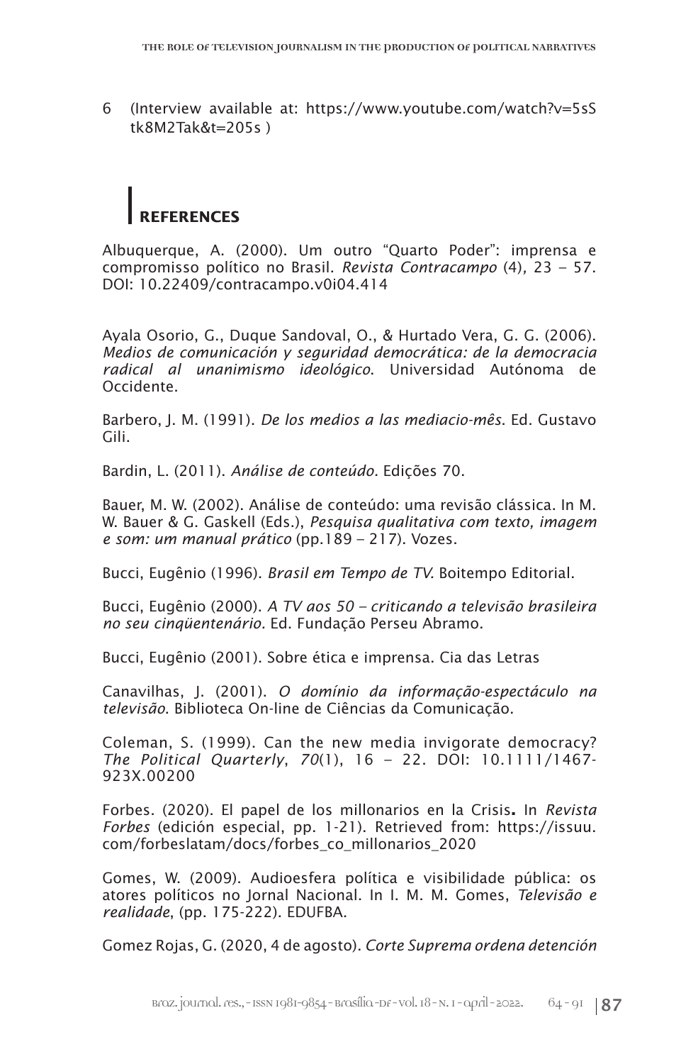6 (Interview available at: https://www.youtube.com/watch?v=5sStk8M2Tak&t=205s )

## REFERENCES

Albuquerque, A. (2000). Um outro "Quarto Poder": imprensa e compromisso político no Brasil. *Revista Contracampo* (4), 23 – 57. DOI: 10.22409/contracampo.v0i04.414

Ayala Osorio, G., Duque Sandoval, O., & Hurtado Vera, G. G. (2006). *Medios de comunicación y seguridad democrática: de la democracia radical al unanimismo ideológico*. Universidad Autónoma de Occidente.

Barbero, J. M. (1991). *De los medios a las mediacio-mês*. Ed. Gustavo Gili.

Bardin, L. (2011). *Análise de conteúdo*. Edições 70.

Bauer, M. W. (2002). Análise de conteúdo: uma revisão clássica. In M. W. Bauer & G. Gaskell (Eds.), *Pesquisa qualitativa com texto, imagem e som: um manual prático* (pp.189 – 217). Vozes.

Bucci, Eugênio (1996). *Brasil em Tempo de TV.* Boitempo Editorial.

Bucci, Eugênio (2000). *A TV aos 50 – criticando a televisão brasileira no seu cinqüentenário.* Ed. Fundação Perseu Abramo.

Bucci, Eugênio (2001). Sobre ética e imprensa. Cia das Letras

Canavilhas, J. (2001). *O domínio da informação-espectáculo na televisão*. Biblioteca On-line de Ciências da Comunicação.

Coleman, S. (1999). Can the new media invigorate democracy? *The Political Quarterly*, *70*(1), 16 – 22. DOI: 10.1111/1467-923X.00200

Forbes. (2020). El papel de los millonarios en la Crisis**.** In *Revista Forbes* (edición especial, pp. 1-21). Retrieved from: https://issuu.com/forbeslatam/docs/forbes_co_millonarios_2020

Gomes, W. (2009). Audioesfera política e visibilidade pública: os atores políticos no Jornal Nacional. In I. M. M. Gomes, *Televisão e realidade*, (pp. 175-222). EDUFBA.

Gomez Rojas, G. (2020, 4 de agosto). *Corte Suprema ordena detención*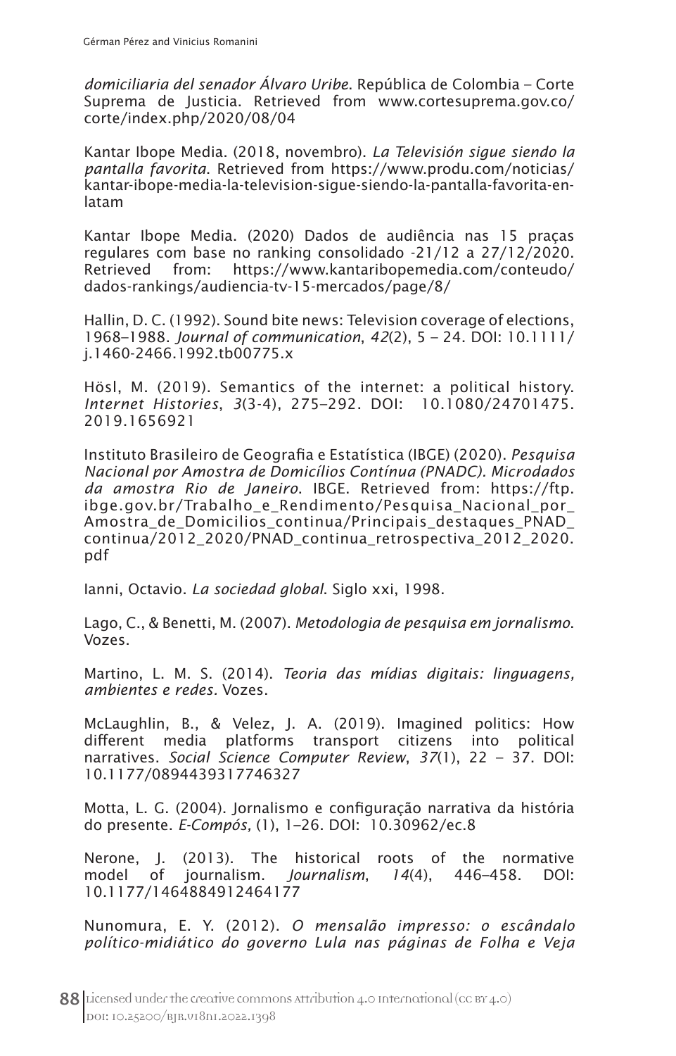*domiciliaria del senador Álvaro Uribe*. República de Colombia – Corte Suprema de Justicia. Retrieved from www.cortesuprema.gov.co/corte/index.php/2020/08/04

Kantar Ibope Media. (2018, novembro). *La Televisión sigue siendo la pantalla favorita*. Retrieved from https://www.produ.com/noticias/kantar-ibope-media-la-television-sigue-siendo-la-pantalla-favorita-en-latam

Kantar Ibope Media. (2020) Dados de audiência nas 15 praças regulares com base no ranking consolidado -21/12 a 27/12/2020. Retrieved from: https://www.kantaribopemedia.com/conteudo/dados-rankings/audiencia-tv-15-mercados/page/8/

Hallin, D. C. (1992). Sound bite news: Television coverage of elections, 1968–1988. *Journal of communication*, *42*(2), 5 – 24. DOI: 10.1111/j.1460-2466.1992.tb00775.x

Hösl, M. (2019). Semantics of the internet: a political history. *Internet Histories*, *3*(3-4), 275–292. DOI: 10.1080/24701475.2019.1656921

Instituto Brasileiro de Geografia e Estatística (IBGE) (2020). *Pesquisa Nacional por Amostra de Domicílios Contínua (PNADC). Microdados da amostra Rio de Janeiro*. IBGE. Retrieved from: https://ftp.ibge.gov.br/Trabalho_e_Rendimento/Pesquisa_Nacional_por_Amostra_de_Domicilios_continua/Principais_destaques_PNAD_continua/2012_2020/PNAD_continua_retrospectiva_2012_2020.pdf

Ianni, Octavio. *La sociedad global*. Siglo xxi, 1998.

Lago, C., & Benetti, M. (2007). *Metodologia de pesquisa em jornalismo*. Vozes.

Martino, L. M. S. (2014). *Teoria das mídias digitais: linguagens, ambientes e redes.* Vozes.

McLaughlin, B., & Velez, J. A. (2019). Imagined politics: How different media platforms transport citizens into political narratives. *Social Science Computer Review*, *37*(1), 22 – 37. DOI: 10.1177/0894439317746327

Motta, L. G. (2004). Jornalismo e configuração narrativa da história do presente. *E-Compós,* (1), 1–26. DOI: 10.30962/ec.8

Nerone, J. (2013). The historical roots of the normative model of journalism. *Journalism*, *14*(4), 446–458. DOI: 10.1177/1464884912464177

Nunomura, E. Y. (2012). *O mensalão impresso: o escândalo político-midiático do governo Lula nas páginas de Folha e Veja*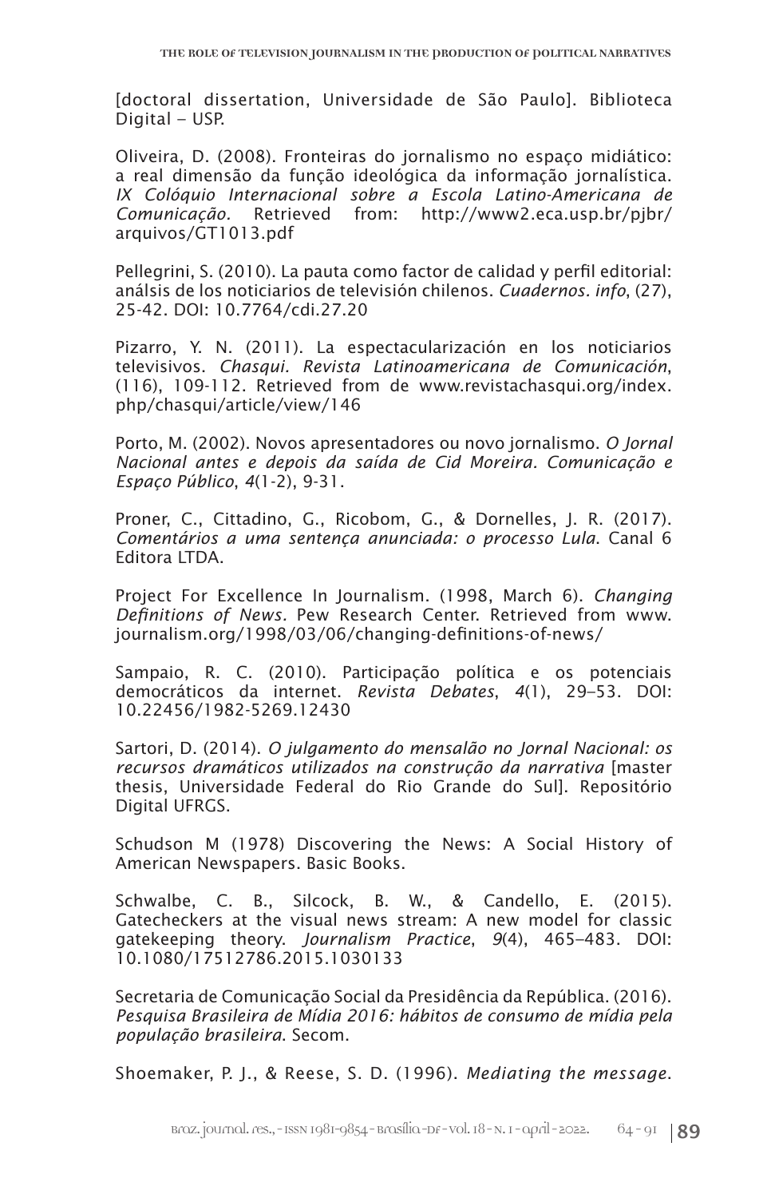[doctoral dissertation, Universidade de São Paulo]. Biblioteca Digital – USP.

Oliveira, D. (2008). Fronteiras do jornalismo no espaço midiático: a real dimensão da função ideológica da informação jornalística. *IX Colóquio Internacional sobre a Escola Latino-Americana de Comunicação.* Retrieved from: http://www2.eca.usp.br/pjbr/arquivos/GT1013.pdf

Pellegrini, S. (2010). La pauta como factor de calidad y perfil editorial: análsis de los noticiarios de televisión chilenos. *Cuadernos. info*, (27), 25-42. DOI: 10.7764/cdi.27.20

Pizarro, Y. N. (2011). La espectacularización en los noticiarios televisivos. *Chasqui. Revista Latinoamericana de Comunicación*, (116), 109-112. Retrieved from de www.revistachasqui.org/index.php/chasqui/article/view/146

Porto, M. (2002). Novos apresentadores ou novo jornalismo. *O Jornal Nacional antes e depois da saída de Cid Moreira. Comunicação e Espaço Público*, *4*(1-2), 9-31.

Proner, C., Cittadino, G., Ricobom, G., & Dornelles, J. R. (2017). *Comentários a uma sentença anunciada: o processo Lula*. Canal 6 Editora LTDA.

Project For Excellence In Journalism. (1998, March 6). *Changing Definitions of News*. Pew Research Center. Retrieved from www.journalism.org/1998/03/06/changing-definitions-of-news/

Sampaio, R. C. (2010). Participação política e os potenciais democráticos da internet. *Revista Debates*, *4*(1), 29–53. DOI: 10.22456/1982-5269.12430

Sartori, D. (2014). *O julgamento do mensalão no Jornal Nacional: os recursos dramáticos utilizados na construção da narrativa* [master thesis, Universidade Federal do Rio Grande do Sul]. Repositório Digital UFRGS.

Schudson M (1978) Discovering the News: A Social History of American Newspapers. Basic Books.

Schwalbe, C. B., Silcock, B. W., & Candello, E. (2015). Gatecheckers at the visual news stream: A new model for classic gatekeeping theory. *Journalism Practice*, *9*(4), 465–483. DOI: 10.1080/17512786.2015.1030133

Secretaria de Comunicação Social da Presidência da República. (2016). *Pesquisa Brasileira de Mídia 2016: hábitos de consumo de mídia pela população brasileira*. Secom.

Shoemaker, P. J., & Reese, S. D. (1996). *Mediating the message.*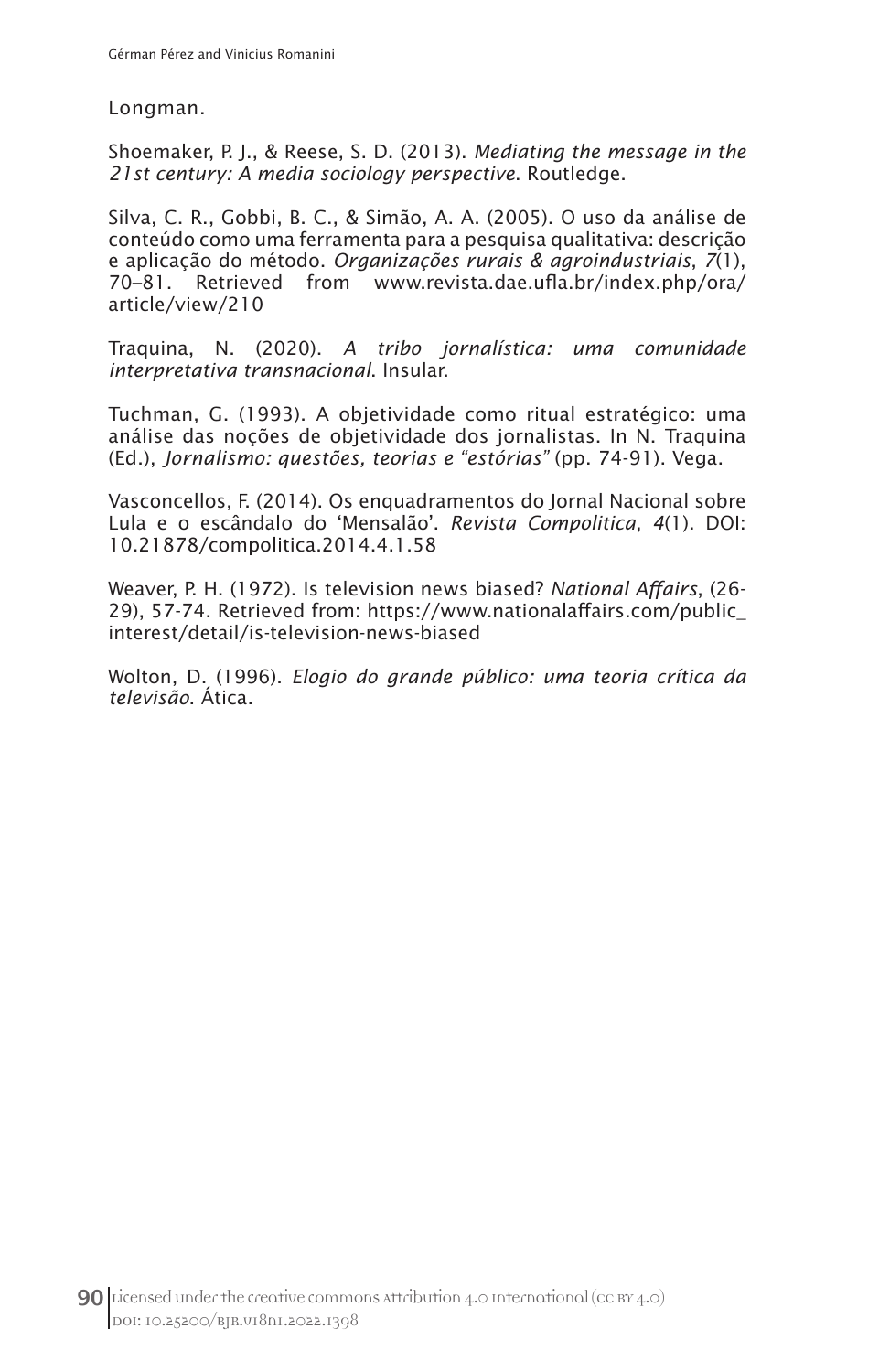Longman.

Shoemaker, P. J., & Reese, S. D. (2013). *Mediating the message in the 21st century: A media sociology perspective*. Routledge.

Silva, C. R., Gobbi, B. C., & Simão, A. A. (2005). O uso da análise de conteúdo como uma ferramenta para a pesquisa qualitativa: descrição e aplicação do método. *Organizações rurais & agroindustriais*, *7*(1), 70–81. Retrieved from www.revista.dae.ufla.br/index.php/ora/article/view/210

Traquina, N. (2020). *A tribo jornalística: uma comunidade interpretativa transnacional*. Insular.

Tuchman, G. (1993). A objetividade como ritual estratégico: uma análise das noções de objetividade dos jornalistas. In N. Traquina (Ed.), *Jornalismo: questões, teorias e "estórias"* (pp. 74-91). Vega.

Vasconcellos, F. (2014). Os enquadramentos do Jornal Nacional sobre Lula e o escândalo do 'Mensalão'. *Revista Compolitica*, *4*(1). DOI: 10.21878/compolitica.2014.4.1.58

Weaver, P. H. (1972). Is television news biased? *National Affairs*, (26-29), 57-74. Retrieved from: https://www.nationalaffairs.com/public_interest/detail/is-television-news-biased

Wolton, D. (1996). *Elogio do grande público: uma teoria crítica da televisão*. Ática.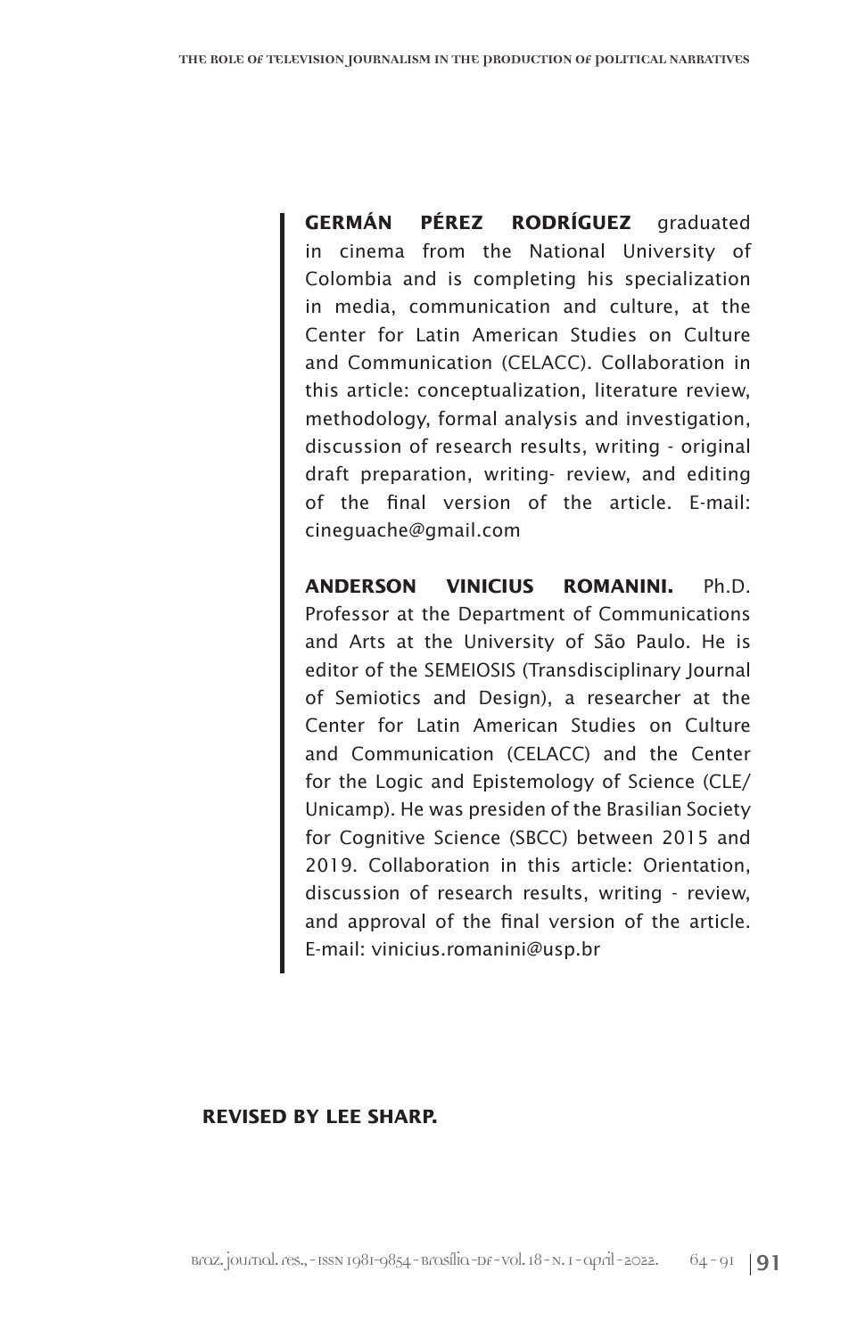**GERMÁN PÉREZ RODRÍGUEZ** graduated in cinema from the National University of Colombia and is completing his specialization in media, communication and culture, at the Center for Latin American Studies on Culture and Communication (CELACC). Collaboration in this article: conceptualization, literature review, methodology, formal analysis and investigation, discussion of research results, writing - original draft preparation, writing- review, and editing of the final version of the article. E-mail: cineguache@gmail.com

**ANDERSON VINICIUS ROMANINI.** Ph.D. Professor at the Department of Communications and Arts at the University of São Paulo. He is editor of the SEMEIOSIS (Transdisciplinary Journal of Semiotics and Design), a researcher at the Center for Latin American Studies on Culture and Communication (CELACC) and the Center for the Logic and Epistemology of Science (CLE/Unicamp). He was presiden of the Brasilian Society for Cognitive Science (SBCC) between 2015 and 2019. Collaboration in this article: Orientation, discussion of research results, writing - review, and approval of the final version of the article. E-mail: vinicius.romanini@usp.br

**REVISED BY LEE SHARP.**